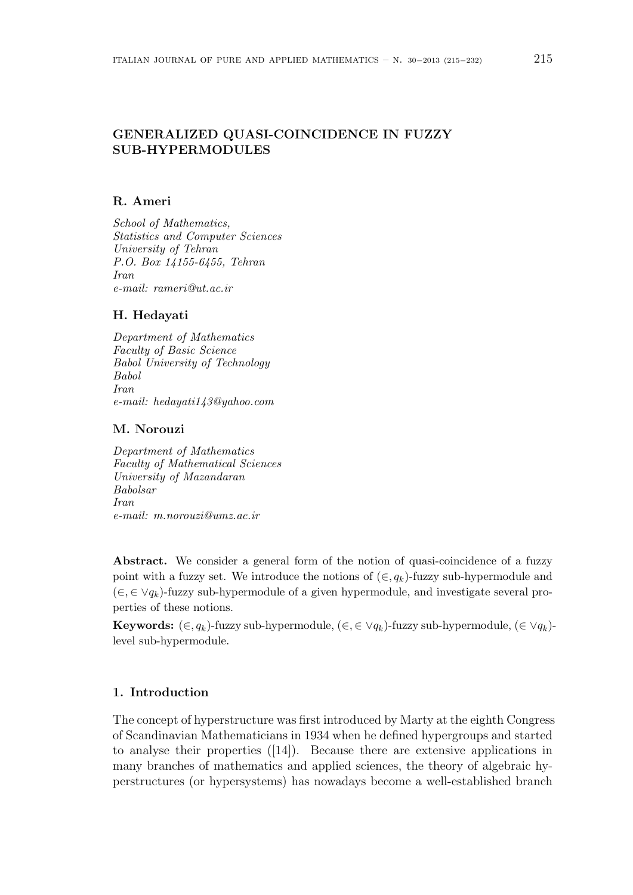# GENERALIZED QUASI-COINCIDENCE IN FUZZY SUB-HYPERMODULES

**R. Ameri**

*School of Mathematics,*
*Statistics and Computer Sciences*
*University of Tehran*
*P.O. Box 14155-6455, Tehran*
*Iran*
*e-mail: rameri@ut.ac.ir*

**H. Hedayati**

*Department of Mathematics*
*Faculty of Basic Science*
*Babol University of Technology*
*Babol*
*Iran*
*e-mail: hedayati143@yahoo.com*

**M. Norouzi**

*Department of Mathematics*
*Faculty of Mathematical Sciences*
*University of Mazandaran*
*Babolsar*
*Iran*
*e-mail: m.norouzi@umz.ac.ir*

**Abstract.** We consider a general form of the notion of quasi-coincidence of a fuzzy point with a fuzzy set. We introduce the notions of $(\in, q_k)$-fuzzy sub-hypermodule and $(\in, \in \vee q_k)$-fuzzy sub-hypermodule of a given hypermodule, and investigate several properties of these notions.

**Keywords:** $(\in, q_k)$-fuzzy sub-hypermodule, $(\in, \in \vee q_k)$-fuzzy sub-hypermodule, $(\in \vee q_k)$-level sub-hypermodule.

## 1. Introduction

The concept of hyperstructure was first introduced by Marty at the eighth Congress of Scandinavian Mathematicians in 1934 when he defined hypergroups and started to analyse their properties ([14]). Because there are extensive applications in many branches of mathematics and applied sciences, the theory of algebraic hyperstructures (or hypersystems) has nowadays become a well-established branch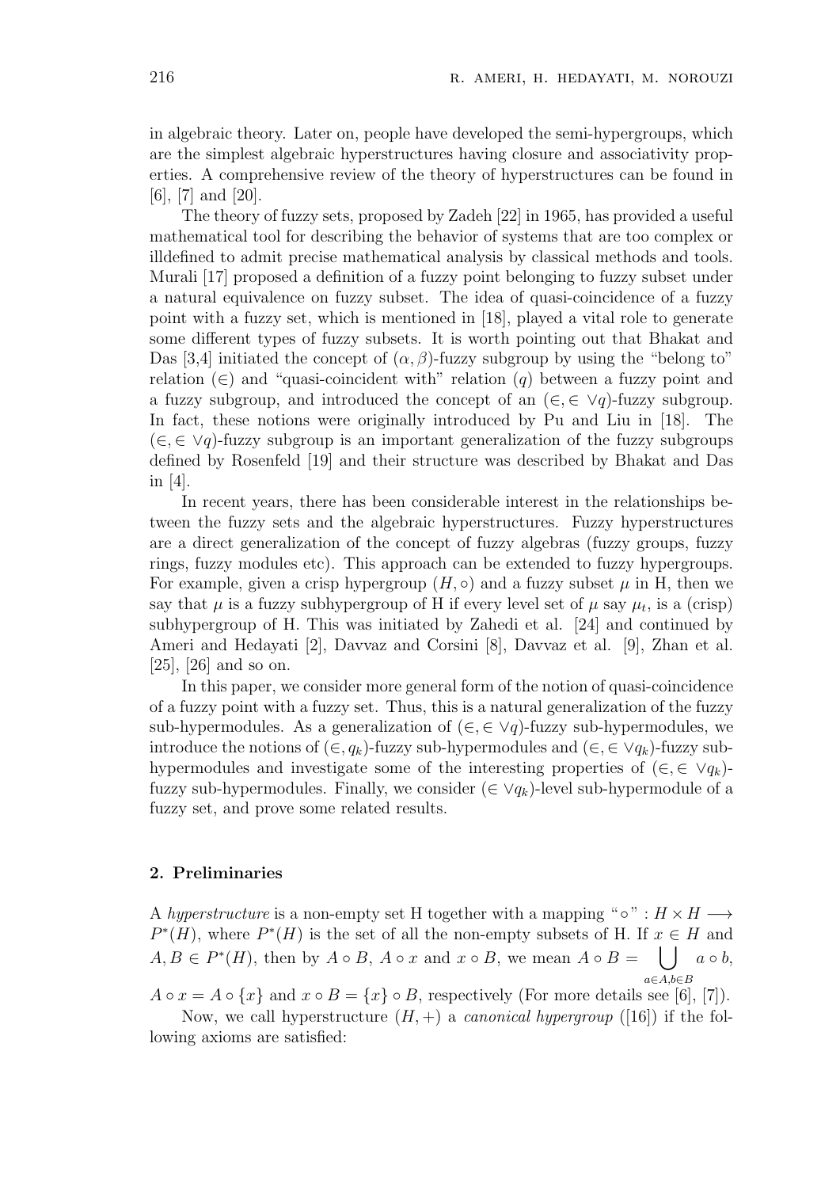in algebraic theory. Later on, people have developed the semi-hypergroups, which are the simplest algebraic hyperstructures having closure and associativity properties. A comprehensive review of the theory of hyperstructures can be found in [6], [7] and [20].

The theory of fuzzy sets, proposed by Zadeh [22] in 1965, has provided a useful mathematical tool for describing the behavior of systems that are too complex or illdefined to admit precise mathematical analysis by classical methods and tools. Murali [17] proposed a definition of a fuzzy point belonging to fuzzy subset under a natural equivalence on fuzzy subset. The idea of quasi-coincidence of a fuzzy point with a fuzzy set, which is mentioned in [18], played a vital role to generate some different types of fuzzy subsets. It is worth pointing out that Bhakat and Das [3,4] initiated the concept of $(\alpha, \beta)$-fuzzy subgroup by using the "belong to" relation ($\in$) and "quasi-coincident with" relation ($q$) between a fuzzy point and a fuzzy subgroup, and introduced the concept of an $(\in, \in \vee q)$-fuzzy subgroup. In fact, these notions were originally introduced by Pu and Liu in [18]. The $(\in, \in \vee q)$-fuzzy subgroup is an important generalization of the fuzzy subgroups defined by Rosenfeld [19] and their structure was described by Bhakat and Das in [4].

In recent years, there has been considerable interest in the relationships between the fuzzy sets and the algebraic hyperstructures. Fuzzy hyperstructures are a direct generalization of the concept of fuzzy algebras (fuzzy groups, fuzzy rings, fuzzy modules etc). This approach can be extended to fuzzy hypergroups. For example, given a crisp hypergroup $(H, \circ)$ and a fuzzy subset $\mu$ in H, then we say that $\mu$ is a fuzzy subhypergroup of H if every level set of $\mu$ say $\mu_t$, is a (crisp) subhypergroup of H. This was initiated by Zahedi et al. [24] and continued by Ameri and Hedayati [2], Davvaz and Corsini [8], Davvaz et al. [9], Zhan et al. [25], [26] and so on.

In this paper, we consider more general form of the notion of quasi-coincidence of a fuzzy point with a fuzzy set. Thus, this is a natural generalization of the fuzzy sub-hypermodules. As a generalization of $(\in, \in \vee q)$-fuzzy sub-hypermodules, we introduce the notions of $(\in, q_k)$-fuzzy sub-hypermodules and $(\in, \in \vee q_k)$-fuzzy sub-hypermodules and investigate some of the interesting properties of $(\in, \in \vee q_k)$-fuzzy sub-hypermodules. Finally, we consider $(\in \vee q_k)$-level sub-hypermodule of a fuzzy set, and prove some related results.

## 2. Preliminaries

A *hyperstructure* is a non-empty set H together with a mapping "$\circ$" $: H \times H \longrightarrow P^*(H)$, where $P^*(H)$ is the set of all the non-empty subsets of H. If $x \in H$ and $A, B \in P^*(H)$, then by $A \circ B$, $A \circ x$ and $x \circ B$, we mean $A \circ B = \bigcup\limits_{a \in A, b \in B} a \circ b$, $A \circ x = A \circ \{x\}$ and $x \circ B = \{x\} \circ B$, respectively (For more details see [6], [7]).

Now, we call hyperstructure $(H, +)$ a *canonical hypergroup* ([16]) if the following axioms are satisfied: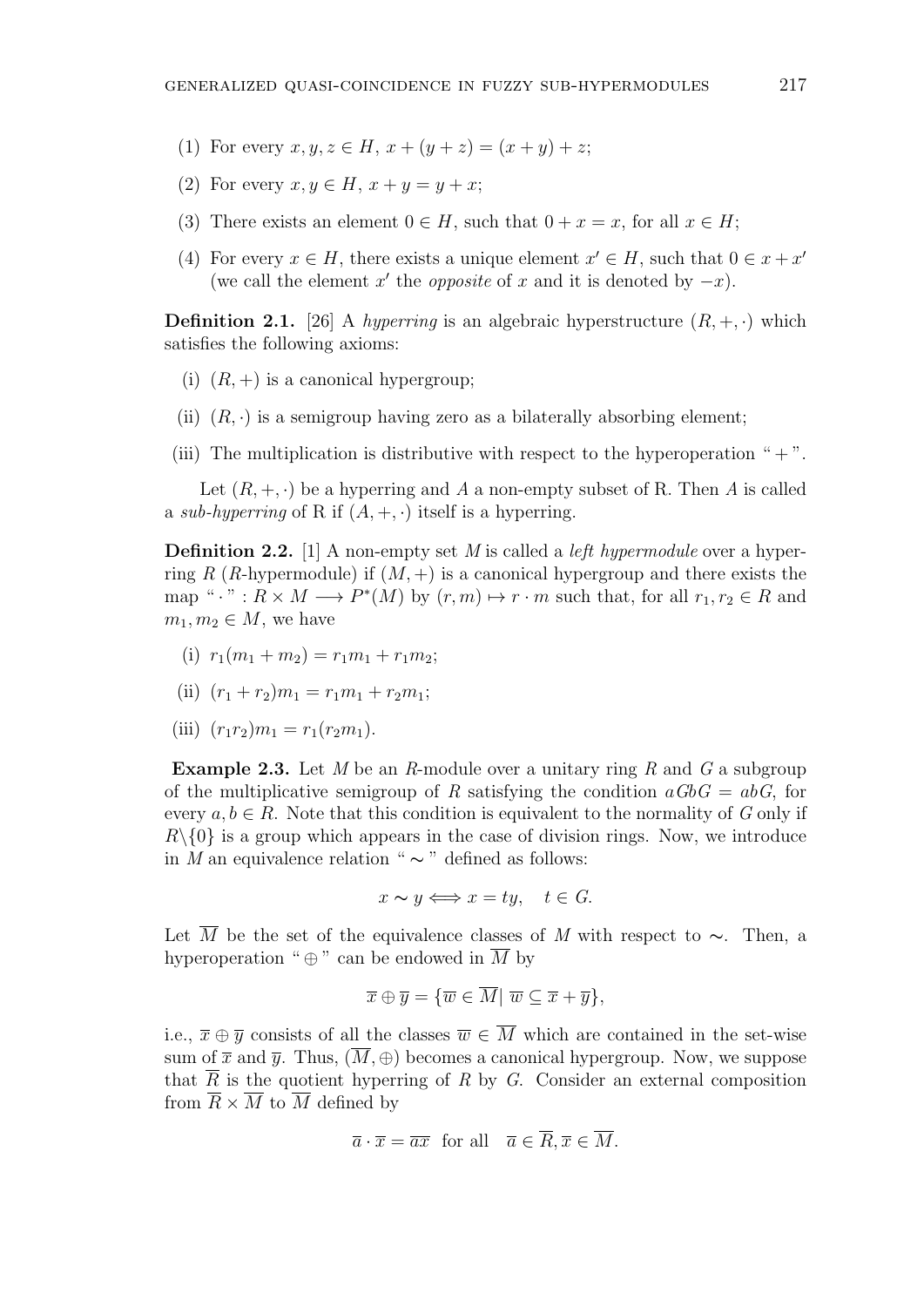(1) For every $x, y, z \in H$, $x + (y + z) = (x + y) + z$;

(2) For every $x, y \in H$, $x + y = y + x$;

(3) There exists an element $0 \in H$, such that $0 + x = x$, for all $x \in H$;

(4) For every $x \in H$, there exists a unique element $x' \in H$, such that $0 \in x + x'$ (we call the element $x'$ the *opposite* of $x$ and it is denoted by $-x$).

**Definition 2.1.** [26] A *hyperring* is an algebraic hyperstructure $(R, +, \cdot)$ which satisfies the following axioms:

(i) $(R, +)$ is a canonical hypergroup;

(ii) $(R, \cdot)$ is a semigroup having zero as a bilaterally absorbing element;

(iii) The multiplication is distributive with respect to the hyperoperation " $+$ ".

Let $(R, +, \cdot)$ be a hyperring and $A$ a non-empty subset of R. Then $A$ is called a *sub-hyperring* of R if $(A, +, \cdot)$ itself is a hyperring.

**Definition 2.2.** [1] A non-empty set $M$ is called a *left hypermodule* over a hyperring $R$ ($R$-hypermodule) if $(M, +)$ is a canonical hypergroup and there exists the map " $\cdot$ " $: R \times M \longrightarrow P^*(M)$ by $(r, m) \mapsto r \cdot m$ such that, for all $r_1, r_2 \in R$ and $m_1, m_2 \in M$, we have

(i) $r_1(m_1 + m_2) = r_1m_1 + r_1m_2$;

(ii) $(r_1 + r_2)m_1 = r_1m_1 + r_2m_1$;

(iii) $(r_1r_2)m_1 = r_1(r_2m_1)$.

**Example 2.3.** Let $M$ be an $R$-module over a unitary ring $R$ and $G$ a subgroup of the multiplicative semigroup of $R$ satisfying the condition $aGbG = abG$, for every $a, b \in R$. Note that this condition is equivalent to the normality of $G$ only if $R \backslash \{0\}$ is a group which appears in the case of division rings. Now, we introduce in $M$ an equivalence relation " $\sim$ " defined as follows:

$$x \sim y \Longleftrightarrow x = ty, \quad t \in G.$$

Let $\overline{M}$ be the set of the equivalence classes of $M$ with respect to $\sim$. Then, a hyperoperation " $\oplus$ " can be endowed in $\overline{M}$ by

$$\overline{x} \oplus \overline{y} = \{\overline{w} \in \overline{M} | \ \overline{w} \subseteq \overline{x} + \overline{y}\},$$

i.e., $\overline{x} \oplus \overline{y}$ consists of all the classes $\overline{w} \in \overline{M}$ which are contained in the set-wise sum of $\overline{x}$ and $\overline{y}$. Thus, $(\overline{M}, \oplus)$ becomes a canonical hypergroup. Now, we suppose that $\overline{R}$ is the quotient hyperring of $R$ by $G$. Consider an external composition from $\overline{R} \times \overline{M}$ to $\overline{M}$ defined by

$$\overline{a} \cdot \overline{x} = \overline{ax} \ \text{ for all } \ \overline{a} \in \overline{R}, \overline{x} \in \overline{M}.$$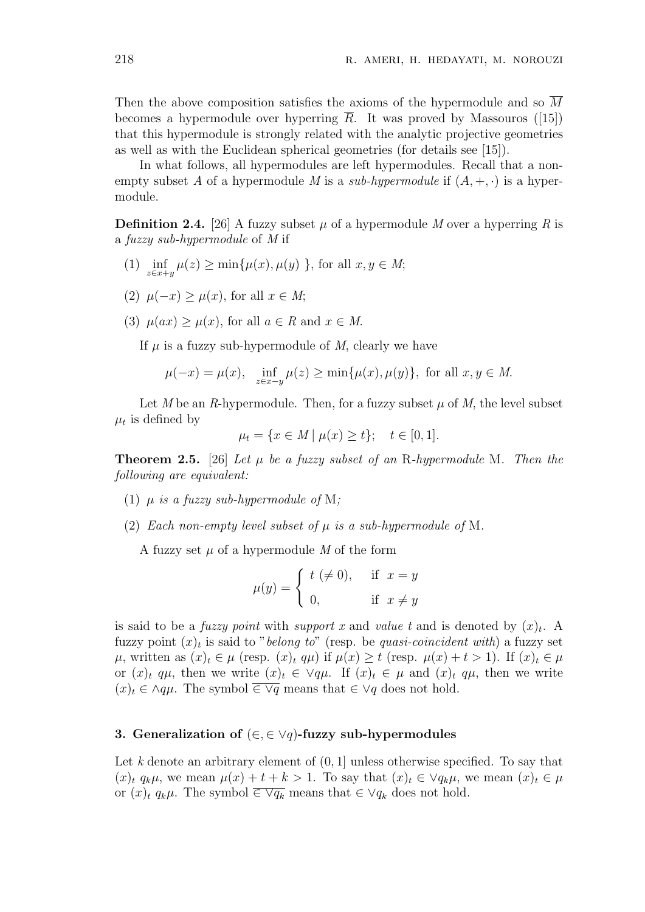Then the above composition satisfies the axioms of the hypermodule and so $\overline{M}$ becomes a hypermodule over hyperring $\overline{R}$. It was proved by Massouros ([15]) that this hypermodule is strongly related with the analytic projective geometries as well as with the Euclidean spherical geometries (for details see [15]).

In what follows, all hypermodules are left hypermodules. Recall that a non-empty subset $A$ of a hypermodule $M$ is a *sub-hypermodule* if $(A, +, \cdot)$ is a hypermodule.

**Definition 2.4.** [26] A fuzzy subset $\mu$ of a hypermodule $M$ over a hyperring $R$ is a *fuzzy sub-hypermodule* of $M$ if

(1) $\inf\limits_{z \in x+y} \mu(z) \geq \min\{\mu(x), \mu(y)\ \}$, for all $x, y \in M$;

(2) $\mu(-x) \geq \mu(x)$, for all $x \in M$;

(3) $\mu(ax) \geq \mu(x)$, for all $a \in R$ and $x \in M$.

If $\mu$ is a fuzzy sub-hypermodule of $M$, clearly we have

$$\mu(-x) = \mu(x), \quad \inf_{z \in x-y} \mu(z) \geq \min\{\mu(x), \mu(y)\}, \text{ for all } x, y \in M.$$

Let $M$ be an $R$-hypermodule. Then, for a fuzzy subset $\mu$ of $M$, the level subset $\mu_t$ is defined by

$$\mu_t = \{x \in M \mid \mu(x) \geq t\}; \quad t \in [0, 1].$$

**Theorem 2.5.** [26] *Let $\mu$ be a fuzzy subset of an* R*-hypermodule* M*. Then the following are equivalent:*

(1) *$\mu$ is a fuzzy sub-hypermodule of* M*;*

(2) *Each non-empty level subset of $\mu$ is a sub-hypermodule of* M*.*

A fuzzy set $\mu$ of a hypermodule $M$ of the form

$$\mu(y) = \begin{cases} t \ (\neq 0), & \text{if } x = y \\ 0, & \text{if } x \neq y \end{cases}$$

is said to be a *fuzzy point* with *support* $x$ and *value* $t$ and is denoted by $(x)_t$. A fuzzy point $(x)_t$ is said to "*belong to*" (resp. be *quasi-coincident with*) a fuzzy set $\mu$, written as $(x)_t \in \mu$ (resp. $(x)_t\ q\mu$) if $\mu(x) \geq t$ (resp. $\mu(x) + t > 1$). If $(x)_t \in \mu$ or $(x)_t\ q\mu$, then we write $(x)_t \in \vee q\mu$. If $(x)_t \in \mu$ and $(x)_t\ q\mu$, then we write $(x)_t \in \wedge q\mu$. The symbol $\overline{\in \vee q}$ means that $\in \vee q$ does not hold.

## 3. Generalization of $(\in, \in \vee q)$-fuzzy sub-hypermodules

Let $k$ denote an arbitrary element of $(0, 1]$ unless otherwise specified. To say that $(x)_t\ q_k\mu$, we mean $\mu(x) + t + k > 1$. To say that $(x)_t \in \vee q_k\mu$, we mean $(x)_t \in \mu$ or $(x)_t\ q_k\mu$. The symbol $\overline{\in \vee q_k}$ means that $\in \vee q_k$ does not hold.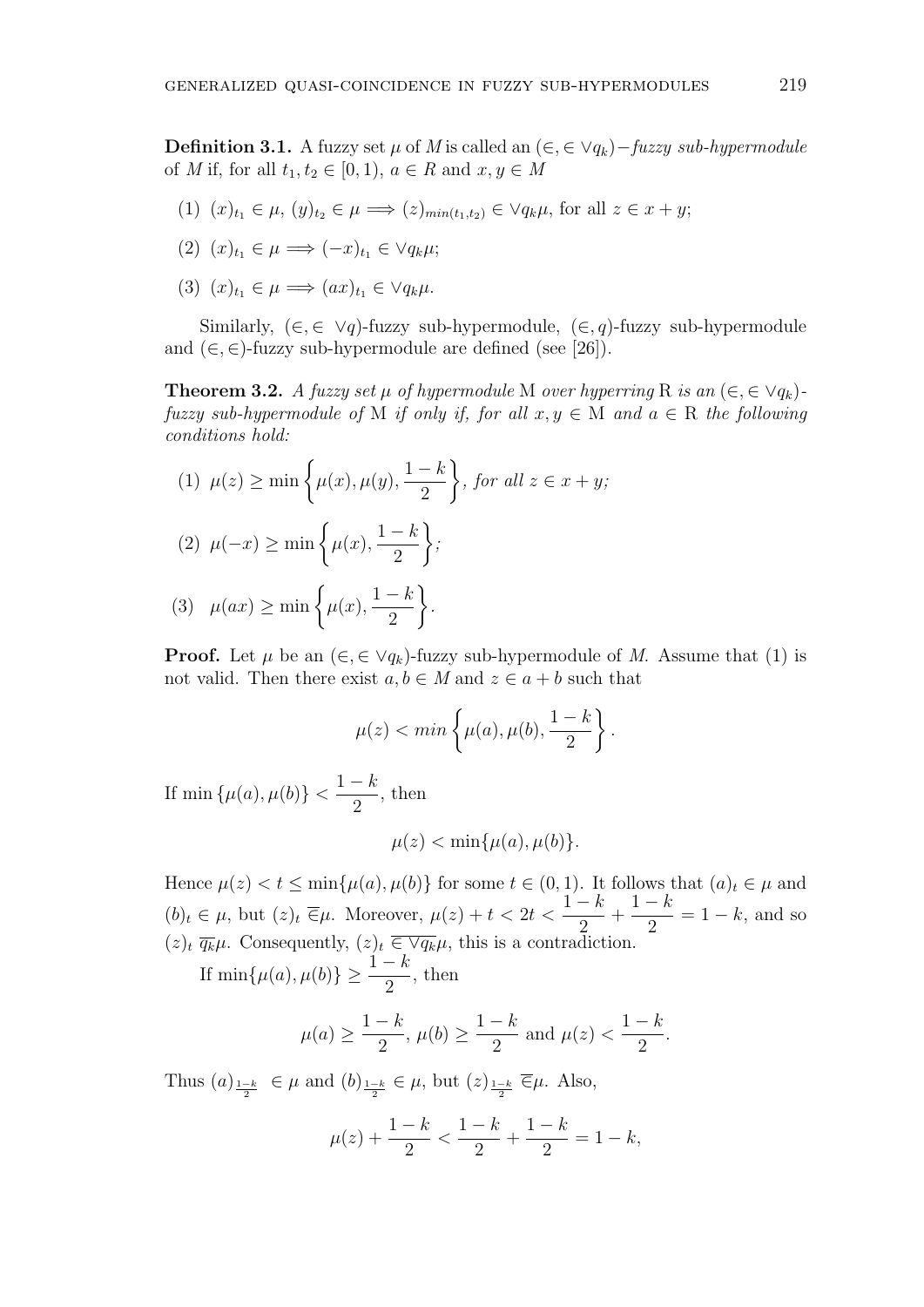**Definition 3.1.** A fuzzy set $\mu$ of $M$ is called an $(\in, \in \vee q_k)-$*fuzzy sub-hypermodule* of $M$ if, for all $t_1, t_2 \in [0, 1)$, $a \in R$ and $x, y \in M$

(1) $(x)_{t_1} \in \mu$, $(y)_{t_2} \in \mu \Longrightarrow (z)_{min(t_1,t_2)} \in \vee q_k \mu$, for all $z \in x + y$;

(2) $(x)_{t_1} \in \mu \Longrightarrow (-x)_{t_1} \in \vee q_k \mu$;

(3) $(x)_{t_1} \in \mu \Longrightarrow (ax)_{t_1} \in \vee q_k \mu$.

Similarly, $(\in, \in \vee q)$-fuzzy sub-hypermodule, $(\in, q)$-fuzzy sub-hypermodule and $(\in, \in)$-fuzzy sub-hypermodule are defined (see [26]).

**Theorem 3.2.** *A fuzzy set $\mu$ of hypermodule* M *over hyperring* R *is an $(\in, \in \vee q_k)$-fuzzy sub-hypermodule of* M *if only if, for all $x, y \in$ M and $a \in$ R the following conditions hold:*

(1) $\mu(z) \geq \min\left\{\mu(x), \mu(y), \dfrac{1-k}{2}\right\}$, *for all* $z \in x + y$;

(2) $\mu(-x) \geq \min\left\{\mu(x), \dfrac{1-k}{2}\right\}$;

(3) $\mu(ax) \geq \min\left\{\mu(x), \dfrac{1-k}{2}\right\}$.

**Proof.** Let $\mu$ be an $(\in, \in \vee q_k)$-fuzzy sub-hypermodule of *M*. Assume that (1) is not valid. Then there exist $a, b \in M$ and $z \in a + b$ such that

$$\mu(z) < min\left\{\mu(a), \mu(b), \frac{1-k}{2}\right\}.$$

If $\min\{\mu(a), \mu(b)\} < \dfrac{1-k}{2}$, then

$$\mu(z) < \min\{\mu(a), \mu(b)\}.$$

Hence $\mu(z) < t \leq \min\{\mu(a), \mu(b)\}$ for some $t \in (0, 1)$. It follows that $(a)_t \in \mu$ and $(b)_t \in \mu$, but $(z)_t \overline{\in} \mu$. Moreover, $\mu(z) + t < 2t < \dfrac{1-k}{2} + \dfrac{1-k}{2} = 1 - k$, and so $(z)_t \ \overline{q_k} \mu$. Consequently, $(z)_t \ \overline{\in \vee q_k} \mu$, this is a contradiction.

If $\min\{\mu(a), \mu(b)\} \geq \dfrac{1-k}{2}$, then

$$\mu(a) \geq \frac{1-k}{2},\ \mu(b) \geq \frac{1-k}{2} \text{ and } \mu(z) < \frac{1-k}{2}.$$

Thus $(a)_{\frac{1-k}{2}} \in \mu$ and $(b)_{\frac{1-k}{2}} \in \mu$, but $(z)_{\frac{1-k}{2}} \ \overline{\in} \mu$. Also,

$$\mu(z) + \frac{1-k}{2} < \frac{1-k}{2} + \frac{1-k}{2} = 1 - k,$$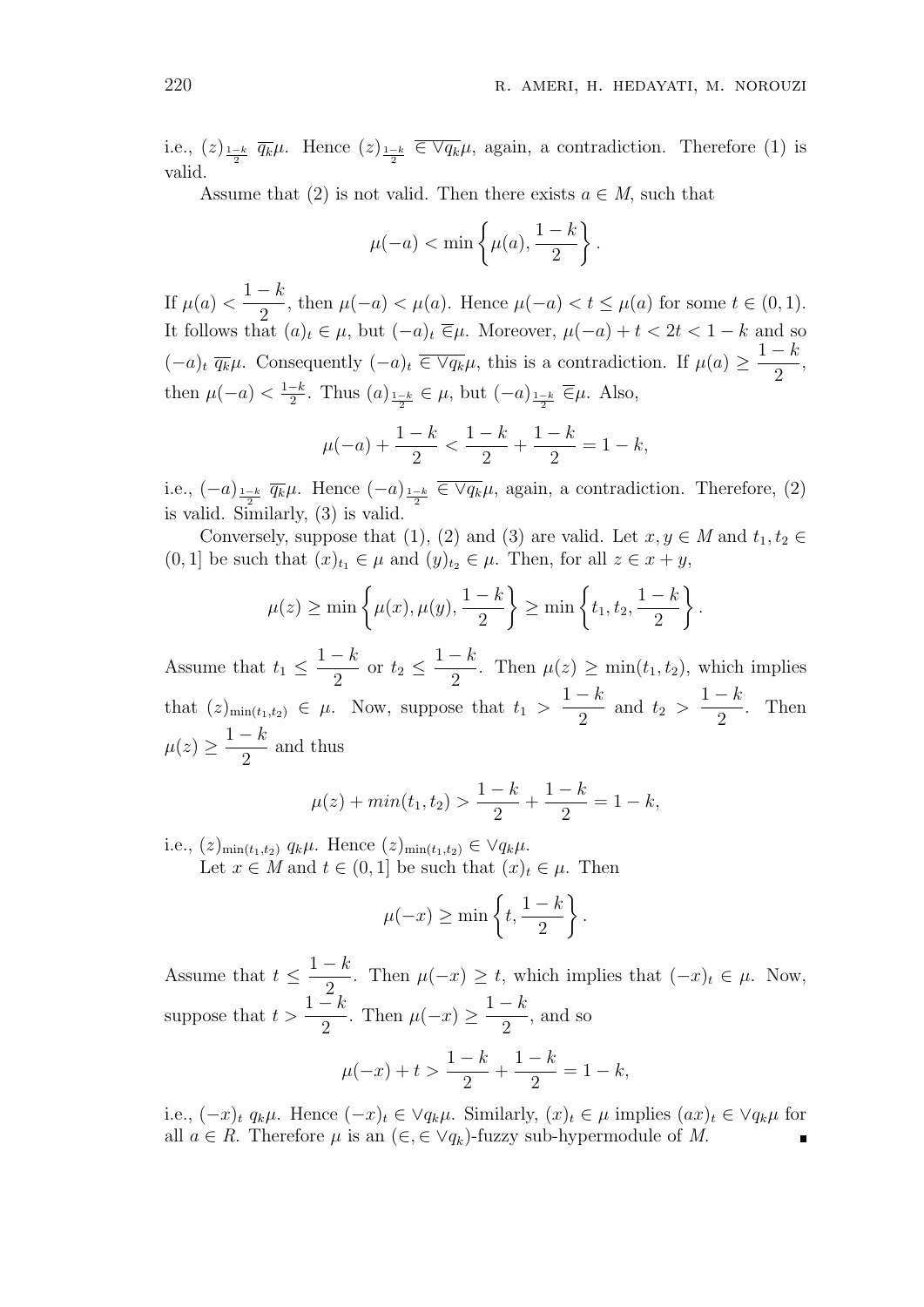i.e., $(z)_{\frac{1-k}{2}}\ \overline{q_k}\mu$. Hence $(z)_{\frac{1-k}{2}}\ \overline{\in \vee q_k}\mu$, again, a contradiction. Therefore (1) is valid.

Assume that (2) is not valid. Then there exists $a \in M$, such that

$$\mu(-a) < \min\left\{\mu(a), \frac{1-k}{2}\right\}.$$

If $\mu(a) < \dfrac{1-k}{2}$, then $\mu(-a) < \mu(a)$. Hence $\mu(-a) < t \leq \mu(a)$ for some $t \in (0,1)$. It follows that $(a)_t \in \mu$, but $(-a)_t\ \overline{\in}\mu$. Moreover, $\mu(-a) + t < 2t < 1-k$ and so $(-a)_t\ \overline{q_k}\mu$. Consequently $(-a)_t\ \overline{\in \vee q_k}\mu$, this is a contradiction. If $\mu(a) \geq \dfrac{1-k}{2}$, then $\mu(-a) < \frac{1-k}{2}$. Thus $(a)_{\frac{1-k}{2}} \in \mu$, but $(-a)_{\frac{1-k}{2}}\ \overline{\in}\mu$. Also,

$$\mu(-a) + \frac{1-k}{2} < \frac{1-k}{2} + \frac{1-k}{2} = 1-k,$$

i.e., $(-a)_{\frac{1-k}{2}}\ \overline{q_k}\mu$. Hence $(-a)_{\frac{1-k}{2}}\ \overline{\in \vee q_k}\mu$, again, a contradiction. Therefore, (2) is valid. Similarly, (3) is valid.

Conversely, suppose that (1), (2) and (3) are valid. Let $x, y \in M$ and $t_1, t_2 \in (0,1]$ be such that $(x)_{t_1} \in \mu$ and $(y)_{t_2} \in \mu$. Then, for all $z \in x+y$,

$$\mu(z) \geq \min\left\{\mu(x), \mu(y), \frac{1-k}{2}\right\} \geq \min\left\{t_1, t_2, \frac{1-k}{2}\right\}.$$

Assume that $t_1 \leq \dfrac{1-k}{2}$ or $t_2 \leq \dfrac{1-k}{2}$. Then $\mu(z) \geq \min(t_1, t_2)$, which implies that $(z)_{\min(t_1,t_2)} \in \mu$. Now, suppose that $t_1 > \dfrac{1-k}{2}$ and $t_2 > \dfrac{1-k}{2}$. Then $\mu(z) \geq \dfrac{1-k}{2}$ and thus

$$\mu(z) + min(t_1, t_2) > \frac{1-k}{2} + \frac{1-k}{2} = 1-k,$$

i.e., $(z)_{\min(t_1,t_2)}\ q_k\mu$. Hence $(z)_{\min(t_1,t_2)} \in \vee q_k\mu$.

Let $x \in M$ and $t \in (0,1]$ be such that $(x)_t \in \mu$. Then

$$\mu(-x) \geq \min\left\{t, \frac{1-k}{2}\right\}.$$

Assume that $t \leq \dfrac{1-k}{2}$. Then $\mu(-x) \geq t$, which implies that $(-x)_t \in \mu$. Now, suppose that $t > \dfrac{1-k}{2}$. Then $\mu(-x) \geq \dfrac{1-k}{2}$, and so

$$\mu(-x) + t > \frac{1-k}{2} + \frac{1-k}{2} = 1-k,$$

i.e., $(-x)_t\ q_k\mu$. Hence $(-x)_t \in \vee q_k\mu$. Similarly, $(x)_t \in \mu$ implies $(ax)_t \in \vee q_k\mu$ for all $a \in R$. Therefore $\mu$ is an $(\in, \in \vee q_k)$-fuzzy sub-hypermodule of $M$. ∎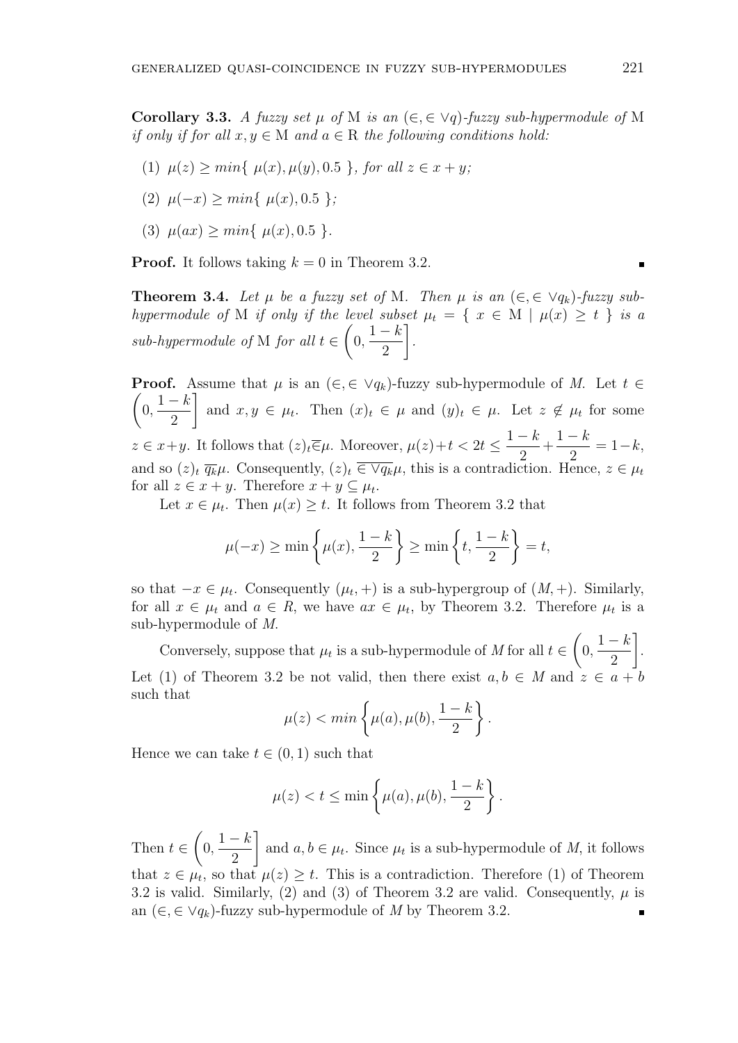**Corollary 3.3.** *A fuzzy set $\mu$ of* M *is an $(\in, \in \vee q)$-fuzzy sub-hypermodule of* M *if only if for all $x, y \in$ M and $a \in$ R the following conditions hold:*

(1) $\mu(z) \geq min\{\ \mu(x), \mu(y), 0.5\ \}$, *for all $z \in x + y$;*

(2) $\mu(-x) \geq min\{\ \mu(x), 0.5\ \}$;

(3) $\mu(ax) \geq min\{\ \mu(x), 0.5\ \}$.

**Proof.** It follows taking $k = 0$ in Theorem 3.2. ∎

**Theorem 3.4.** *Let $\mu$ be a fuzzy set of* M. *Then $\mu$ is an $(\in, \in \vee q_k)$-fuzzy sub-hypermodule of* M *if only if the level subset $\mu_t = \{\ x \in \mathrm{M} \mid \mu(x) \geq t\ \}$ is a sub-hypermodule of* M *for all $t \in \left(0, \dfrac{1-k}{2}\right]$.*

**Proof.** Assume that $\mu$ is an $(\in, \in \vee q_k)$-fuzzy sub-hypermodule of $M$. Let $t \in \left(0, \dfrac{1-k}{2}\right]$ and $x, y \in \mu_t$. Then $(x)_t \in \mu$ and $(y)_t \in \mu$. Let $z \notin \mu_t$ for some $z \in x+y$. It follows that $(z)_t \overline{\in} \mu$. Moreover, $\mu(z)+t < 2t \leq \dfrac{1-k}{2} + \dfrac{1-k}{2} = 1-k$, and so $(z)_t\ \overline{q_k}\mu$. Consequently, $(z)_t\ \overline{\in \vee q_k}\mu$, this is a contradiction. Hence, $z \in \mu_t$ for all $z \in x + y$. Therefore $x + y \subseteq \mu_t$.

Let $x \in \mu_t$. Then $\mu(x) \geq t$. It follows from Theorem 3.2 that

$$\mu(-x) \geq \min\left\{\mu(x), \frac{1-k}{2}\right\} \geq \min\left\{t, \frac{1-k}{2}\right\} = t,$$

so that $-x \in \mu_t$. Consequently $(\mu_t, +)$ is a sub-hypergroup of $(M, +)$. Similarly, for all $x \in \mu_t$ and $a \in R$, we have $ax \in \mu_t$, by Theorem 3.2. Therefore $\mu_t$ is a sub-hypermodule of $M$.

Conversely, suppose that $\mu_t$ is a sub-hypermodule of $M$ for all $t \in \left(0, \dfrac{1-k}{2}\right]$. Let (1) of Theorem 3.2 be not valid, then there exist $a, b \in M$ and $z \in a + b$ such that

$$\mu(z) < min\left\{\mu(a), \mu(b), \frac{1-k}{2}\right\}.$$

Hence we can take $t \in (0, 1)$ such that

$$\mu(z) < t \leq \min\left\{\mu(a), \mu(b), \frac{1-k}{2}\right\}.$$

Then $t \in \left(0, \dfrac{1-k}{2}\right]$ and $a, b \in \mu_t$. Since $\mu_t$ is a sub-hypermodule of $M$, it follows that $z \in \mu_t$, so that $\mu(z) \geq t$. This is a contradiction. Therefore (1) of Theorem 3.2 is valid. Similarly, (2) and (3) of Theorem 3.2 are valid. Consequently, $\mu$ is an $(\in, \in \vee q_k)$-fuzzy sub-hypermodule of $M$ by Theorem 3.2. ∎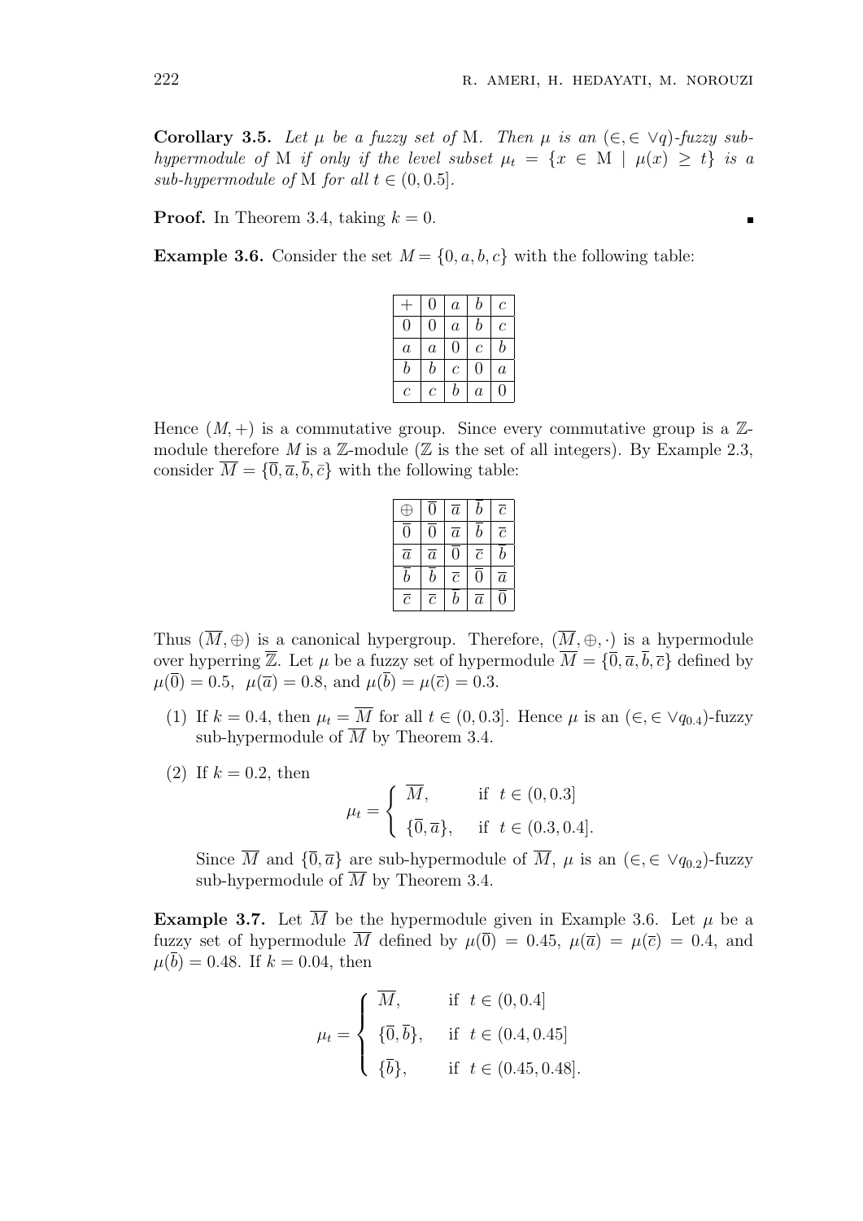**Corollary 3.5.** *Let $\mu$ be a fuzzy set of* M. *Then $\mu$ is an $(\in, \in \vee q)$-fuzzy sub-hypermodule of* M *if only if the level subset $\mu_t = \{x \in \mathrm{M} \mid \mu(x) \geq t\}$ is a sub-hypermodule of* M *for all $t \in (0, 0.5]$.*

**Proof.** In Theorem 3.4, taking $k = 0$. ∎

**Example 3.6.** Consider the set $M = \{0, a, b, c\}$ with the following table:

| $+$ | $0$ | $a$ | $b$ | $c$ |
|---|---|---|---|---|
| $0$ | $0$ | $a$ | $b$ | $c$ |
| $a$ | $a$ | $0$ | $c$ | $b$ |
| $b$ | $b$ | $c$ | $0$ | $a$ |
| $c$ | $c$ | $b$ | $a$ | $0$ |

Hence $(M, +)$ is a commutative group. Since every commutative group is a $\mathbb{Z}$-module therefore $M$ is a $\mathbb{Z}$-module ($\mathbb{Z}$ is the set of all integers). By Example 2.3, consider $\overline{M} = \{\overline{0}, \overline{a}, \overline{b}, \overline{c}\}$ with the following table:

| $\oplus$ | $\overline{0}$ | $\overline{a}$ | $\overline{b}$ | $\overline{c}$ |
|---|---|---|---|---|
| $\overline{0}$ | $\overline{0}$ | $\overline{a}$ | $\overline{b}$ | $\overline{c}$ |
| $\overline{a}$ | $\overline{a}$ | $\overline{0}$ | $\overline{c}$ | $\overline{b}$ |
| $\overline{b}$ | $\overline{b}$ | $\overline{c}$ | $\overline{0}$ | $\overline{a}$ |
| $\overline{c}$ | $\overline{c}$ | $\overline{b}$ | $\overline{a}$ | $\overline{0}$ |

Thus $(\overline{M}, \oplus)$ is a canonical hypergroup. Therefore, $(\overline{M}, \oplus, \cdot)$ is a hypermodule over hyperring $\overline{\mathbb{Z}}$. Let $\mu$ be a fuzzy set of hypermodule $\overline{M} = \{\overline{0}, \overline{a}, \overline{b}, \overline{c}\}$ defined by $\mu(\overline{0}) = 0.5$, $\mu(\overline{a}) = 0.8$, and $\mu(\overline{b}) = \mu(\overline{c}) = 0.3$.

(1) If $k = 0.4$, then $\mu_t = \overline{M}$ for all $t \in (0, 0.3]$. Hence $\mu$ is an $(\in, \in \vee q_{0.4})$-fuzzy sub-hypermodule of $\overline{M}$ by Theorem 3.4.

(2) If $k = 0.2$, then

$$\mu_t = \begin{cases} \overline{M}, & \text{if } t \in (0, 0.3] \\ \{\overline{0}, \overline{a}\}, & \text{if } t \in (0.3, 0.4]. \end{cases}$$

Since $\overline{M}$ and $\{\overline{0}, \overline{a}\}$ are sub-hypermodule of $\overline{M}$, $\mu$ is an $(\in, \in \vee q_{0.2})$-fuzzy sub-hypermodule of $\overline{M}$ by Theorem 3.4.

**Example 3.7.** Let $\overline{M}$ be the hypermodule given in Example 3.6. Let $\mu$ be a fuzzy set of hypermodule $\overline{M}$ defined by $\mu(\overline{0}) = 0.45$, $\mu(\overline{a}) = \mu(\overline{c}) = 0.4$, and $\mu(\overline{b}) = 0.48$. If $k = 0.04$, then

$$\mu_t = \begin{cases} \overline{M}, & \text{if } t \in (0, 0.4] \\ \{\overline{0}, \overline{b}\}, & \text{if } t \in (0.4, 0.45] \\ \{\overline{b}\}, & \text{if } t \in (0.45, 0.48]. \end{cases}$$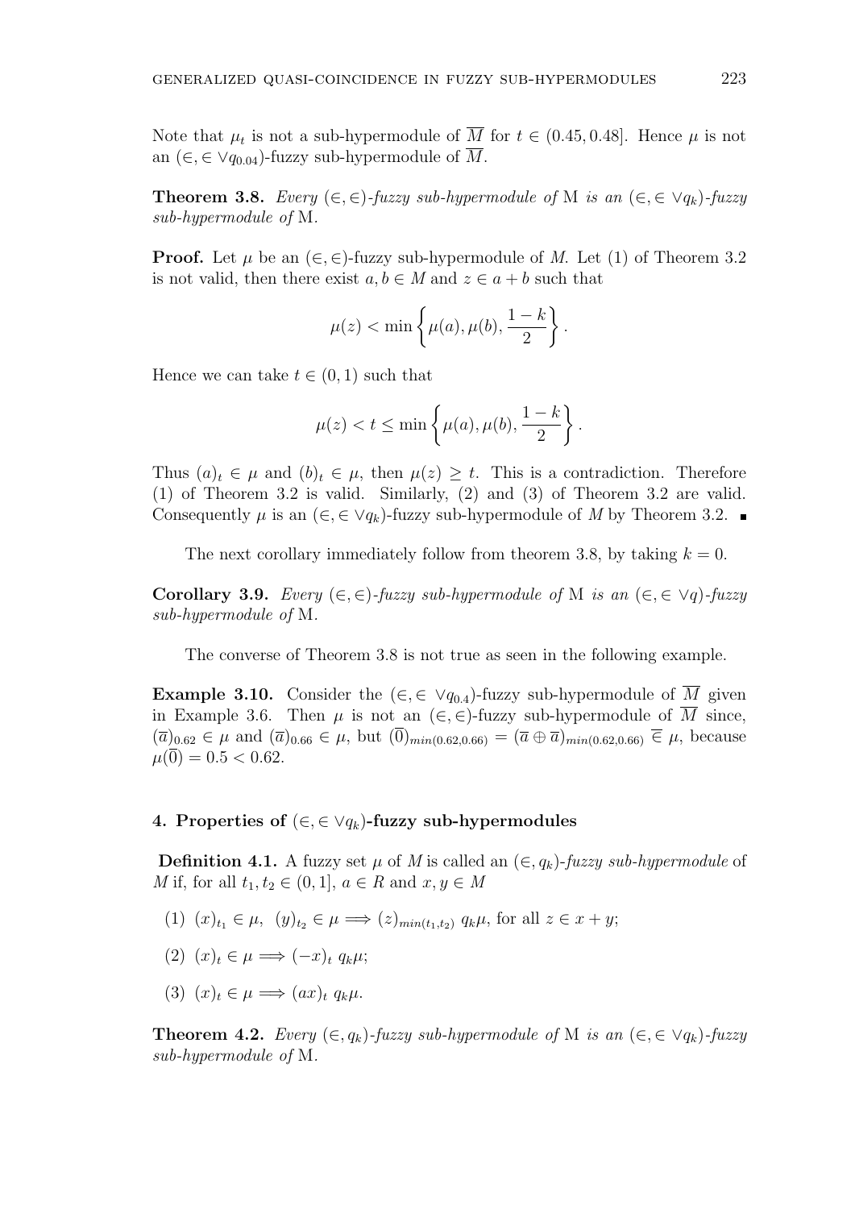Note that $\mu_t$ is not a sub-hypermodule of $\overline{M}$ for $t \in (0.45, 0.48]$. Hence $\mu$ is not an $(\in, \in \vee q_{0.04})$-fuzzy sub-hypermodule of $\overline{M}$.

**Theorem 3.8.** *Every $(\in, \in)$-fuzzy sub-hypermodule of* M *is an $(\in, \in \vee q_k)$-fuzzy sub-hypermodule of* M.

**Proof.** Let $\mu$ be an $(\in, \in)$-fuzzy sub-hypermodule of $M$. Let (1) of Theorem 3.2 is not valid, then there exist $a, b \in M$ and $z \in a + b$ such that

$$\mu(z) < \min\left\{\mu(a), \mu(b), \frac{1-k}{2}\right\}.$$

Hence we can take $t \in (0, 1)$ such that

$$\mu(z) < t \leq \min\left\{\mu(a), \mu(b), \frac{1-k}{2}\right\}.$$

Thus $(a)_t \in \mu$ and $(b)_t \in \mu$, then $\mu(z) \geq t$. This is a contradiction. Therefore (1) of Theorem 3.2 is valid. Similarly, (2) and (3) of Theorem 3.2 are valid. Consequently $\mu$ is an $(\in, \in \vee q_k)$-fuzzy sub-hypermodule of $M$ by Theorem 3.2. ∎

The next corollary immediately follow from theorem 3.8, by taking $k = 0$.

**Corollary 3.9.** *Every $(\in, \in)$-fuzzy sub-hypermodule of* M *is an $(\in, \in \vee q)$-fuzzy sub-hypermodule of* M.

The converse of Theorem 3.8 is not true as seen in the following example.

**Example 3.10.** Consider the $(\in, \in \vee q_{0.4})$-fuzzy sub-hypermodule of $\overline{M}$ given in Example 3.6. Then $\mu$ is not an $(\in, \in)$-fuzzy sub-hypermodule of $\overline{M}$ since, $(\overline{a})_{0.62} \in \mu$ and $(\overline{a})_{0.66} \in \mu$, but $(\overline{0})_{min(0.62,0.66)} = (\overline{a} \oplus \overline{a})_{min(0.62,0.66)} \overline{\in} \mu$, because $\mu(\overline{0}) = 0.5 < 0.62$.

## 4. Properties of $(\in, \in \vee q_k)$-fuzzy sub-hypermodules

**Definition 4.1.** A fuzzy set $\mu$ of $M$ is called an *$(\in, q_k)$-fuzzy sub-hypermodule* of $M$ if, for all $t_1, t_2 \in (0, 1]$, $a \in R$ and $x, y \in M$

(1) $(x)_{t_1} \in \mu,\ (y)_{t_2} \in \mu \Longrightarrow (z)_{min(t_1,t_2)}\ q_k\mu$, for all $z \in x + y$;

(2) $(x)_t \in \mu \Longrightarrow (-x)_t\ q_k\mu$;

(3) $(x)_t \in \mu \Longrightarrow (ax)_t\ q_k\mu$.

**Theorem 4.2.** *Every $(\in, q_k)$-fuzzy sub-hypermodule of* M *is an $(\in, \in \vee q_k)$-fuzzy sub-hypermodule of* M.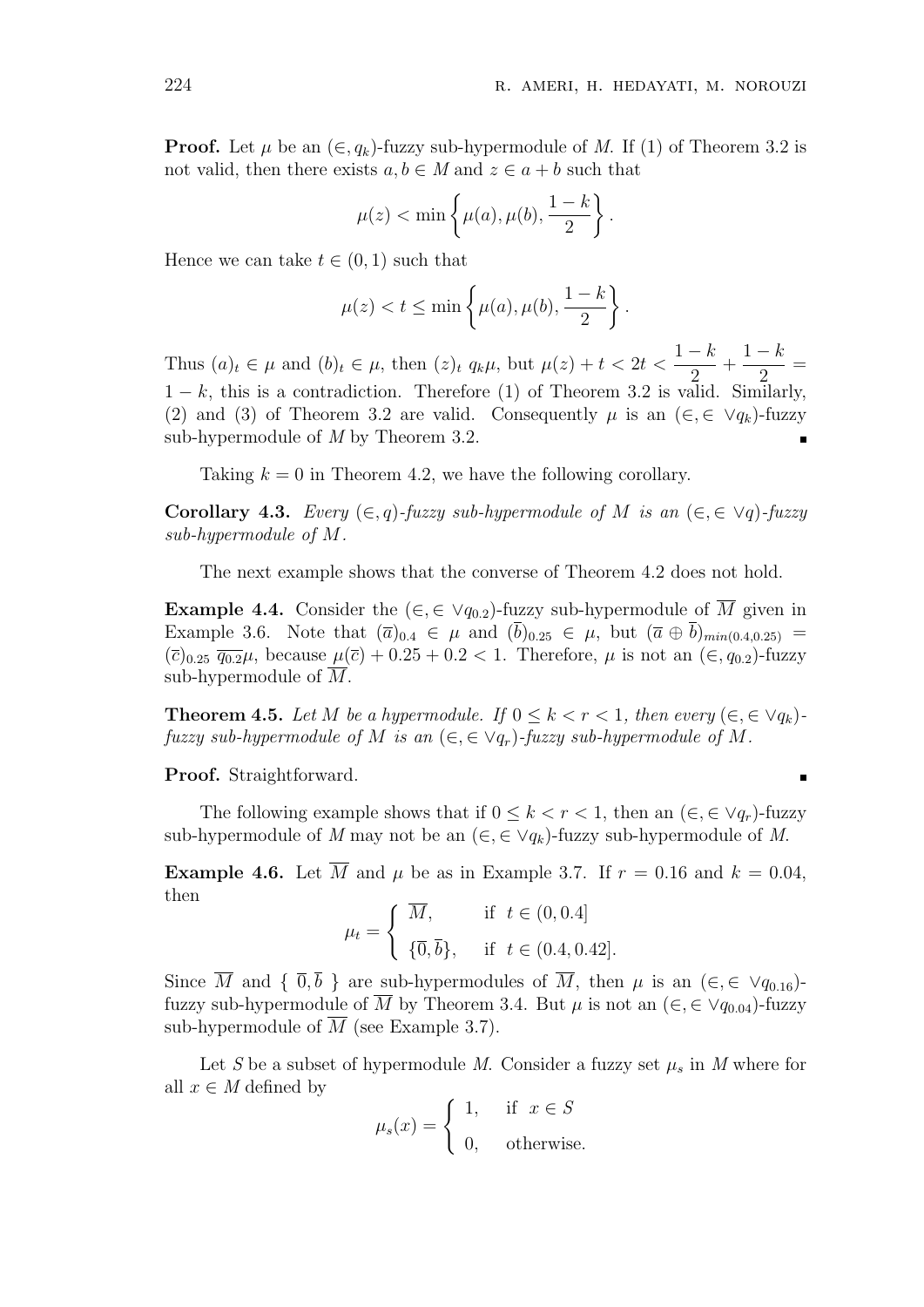**Proof.** Let $\mu$ be an $(\in, q_k)$-fuzzy sub-hypermodule of $M$. If (1) of Theorem 3.2 is not valid, then there exists $a, b \in M$ and $z \in a + b$ such that

$$\mu(z) < \min\left\{\mu(a), \mu(b), \frac{1-k}{2}\right\}.$$

Hence we can take $t \in (0,1)$ such that

$$\mu(z) < t \leq \min\left\{\mu(a), \mu(b), \frac{1-k}{2}\right\}.$$

Thus $(a)_t \in \mu$ and $(b)_t \in \mu$, then $(z)_t \; q_k \mu$, but $\mu(z) + t < 2t < \dfrac{1-k}{2} + \dfrac{1-k}{2} = 1-k$, this is a contradiction. Therefore (1) of Theorem 3.2 is valid. Similarly, (2) and (3) of Theorem 3.2 are valid. Consequently $\mu$ is an $(\in, \in \vee q_k)$-fuzzy sub-hypermodule of $M$ by Theorem 3.2. ∎

Taking $k = 0$ in Theorem 4.2, we have the following corollary.

**Corollary 4.3.** *Every $(\in, q)$-fuzzy sub-hypermodule of $M$ is an $(\in, \in \vee q)$-fuzzy sub-hypermodule of $M$.*

The next example shows that the converse of Theorem 4.2 does not hold.

**Example 4.4.** Consider the $(\in, \in \vee q_{0.2})$-fuzzy sub-hypermodule of $\overline{M}$ given in Example 3.6. Note that $(\overline{a})_{0.4} \in \mu$ and $(\overline{b})_{0.25} \in \mu$, but $(\overline{a} \oplus \overline{b})_{min(0.4, 0.25)} = (\overline{c})_{0.25} \; \overline{q_{0.2}} \mu$, because $\mu(\overline{c}) + 0.25 + 0.2 < 1$. Therefore, $\mu$ is not an $(\in, q_{0.2})$-fuzzy sub-hypermodule of $\overline{M}$.

**Theorem 4.5.** *Let $M$ be a hypermodule. If $0 \leq k < r < 1$, then every $(\in, \in \vee q_k)$-fuzzy sub-hypermodule of $M$ is an $(\in, \in \vee q_r)$-fuzzy sub-hypermodule of $M$.*

**Proof.** Straightforward. ∎

The following example shows that if $0 \leq k < r < 1$, then an $(\in, \in \vee q_r)$-fuzzy sub-hypermodule of $M$ may not be an $(\in, \in \vee q_k)$-fuzzy sub-hypermodule of $M$.

**Example 4.6.** Let $\overline{M}$ and $\mu$ be as in Example 3.7. If $r = 0.16$ and $k = 0.04$, then

$$\mu_t = \begin{cases} \overline{M}, & \text{if } t \in (0, 0.4] \\ \{\overline{0}, \overline{b}\}, & \text{if } t \in (0.4, 0.42]. \end{cases}$$

Since $\overline{M}$ and $\{\, \overline{0}, \overline{b} \,\}$ are sub-hypermodules of $\overline{M}$, then $\mu$ is an $(\in, \in \vee q_{0.16})$-fuzzy sub-hypermodule of $\overline{M}$ by Theorem 3.4. But $\mu$ is not an $(\in, \in \vee q_{0.04})$-fuzzy sub-hypermodule of $\overline{M}$ (see Example 3.7).

Let $S$ be a subset of hypermodule $M$. Consider a fuzzy set $\mu_s$ in $M$ where for all $x \in M$ defined by

$$\mu_s(x) = \begin{cases} 1, & \text{if } x \in S \\ 0, & \text{otherwise.} \end{cases}$$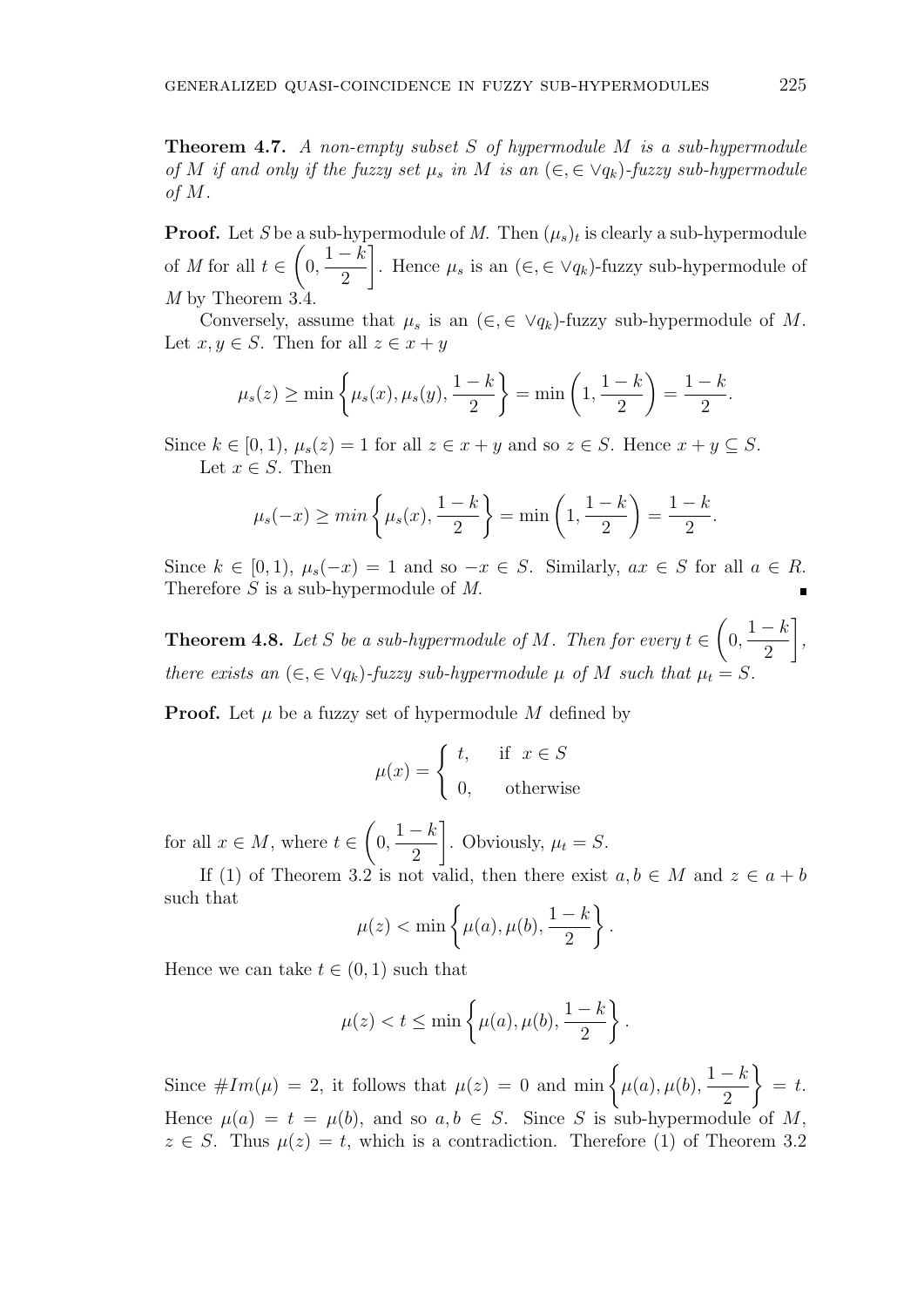**Theorem 4.7.** *A non-empty subset $S$ of hypermodule $M$ is a sub-hypermodule of $M$ if and only if the fuzzy set $\mu_s$ in $M$ is an $(\in, \in \vee q_k)$-fuzzy sub-hypermodule of $M$.*

**Proof.** Let $S$ be a sub-hypermodule of $M$. Then $(\mu_s)_t$ is clearly a sub-hypermodule of $M$ for all $t \in \left(0, \frac{1-k}{2}\right]$. Hence $\mu_s$ is an $(\in, \in \vee q_k)$-fuzzy sub-hypermodule of $M$ by Theorem 3.4.

Conversely, assume that $\mu_s$ is an $(\in, \in \vee q_k)$-fuzzy sub-hypermodule of $M$. Let $x, y \in S$. Then for all $z \in x + y$

$$\mu_s(z) \geq \min\left\{\mu_s(x), \mu_s(y), \frac{1-k}{2}\right\} = \min\left(1, \frac{1-k}{2}\right) = \frac{1-k}{2}.$$

Since $k \in [0, 1)$, $\mu_s(z) = 1$ for all $z \in x + y$ and so $z \in S$. Hence $x + y \subseteq S$.

Let $x \in S$. Then

$$\mu_s(-x) \geq min\left\{\mu_s(x), \frac{1-k}{2}\right\} = \min\left(1, \frac{1-k}{2}\right) = \frac{1-k}{2}.$$

Since $k \in [0, 1)$, $\mu_s(-x) = 1$ and so $-x \in S$. Similarly, $ax \in S$ for all $a \in R$. Therefore $S$ is a sub-hypermodule of $M$. ∎

**Theorem 4.8.** *Let $S$ be a sub-hypermodule of $M$. Then for every $t \in \left(0, \frac{1-k}{2}\right]$, there exists an $(\in, \in \vee q_k)$-fuzzy sub-hypermodule $\mu$ of $M$ such that $\mu_t = S$.*

**Proof.** Let $\mu$ be a fuzzy set of hypermodule $M$ defined by

$$\mu(x) = \begin{cases} t, & \text{if } x \in S \\ 0, & \text{otherwise} \end{cases}$$

for all $x \in M$, where $t \in \left(0, \frac{1-k}{2}\right]$. Obviously, $\mu_t = S$.

If (1) of Theorem 3.2 is not valid, then there exist $a, b \in M$ and $z \in a + b$ such that

$$\mu(z) < \min\left\{\mu(a), \mu(b), \frac{1-k}{2}\right\}.$$

Hence we can take $t \in (0, 1)$ such that

$$\mu(z) < t \leq \min\left\{\mu(a), \mu(b), \frac{1-k}{2}\right\}.$$

Since $\#Im(\mu) = 2$, it follows that $\mu(z) = 0$ and $\min\left\{\mu(a), \mu(b), \frac{1-k}{2}\right\} = t$. Hence $\mu(a) = t = \mu(b)$, and so $a, b \in S$. Since $S$ is sub-hypermodule of $M$, $z \in S$. Thus $\mu(z) = t$, which is a contradiction. Therefore (1) of Theorem 3.2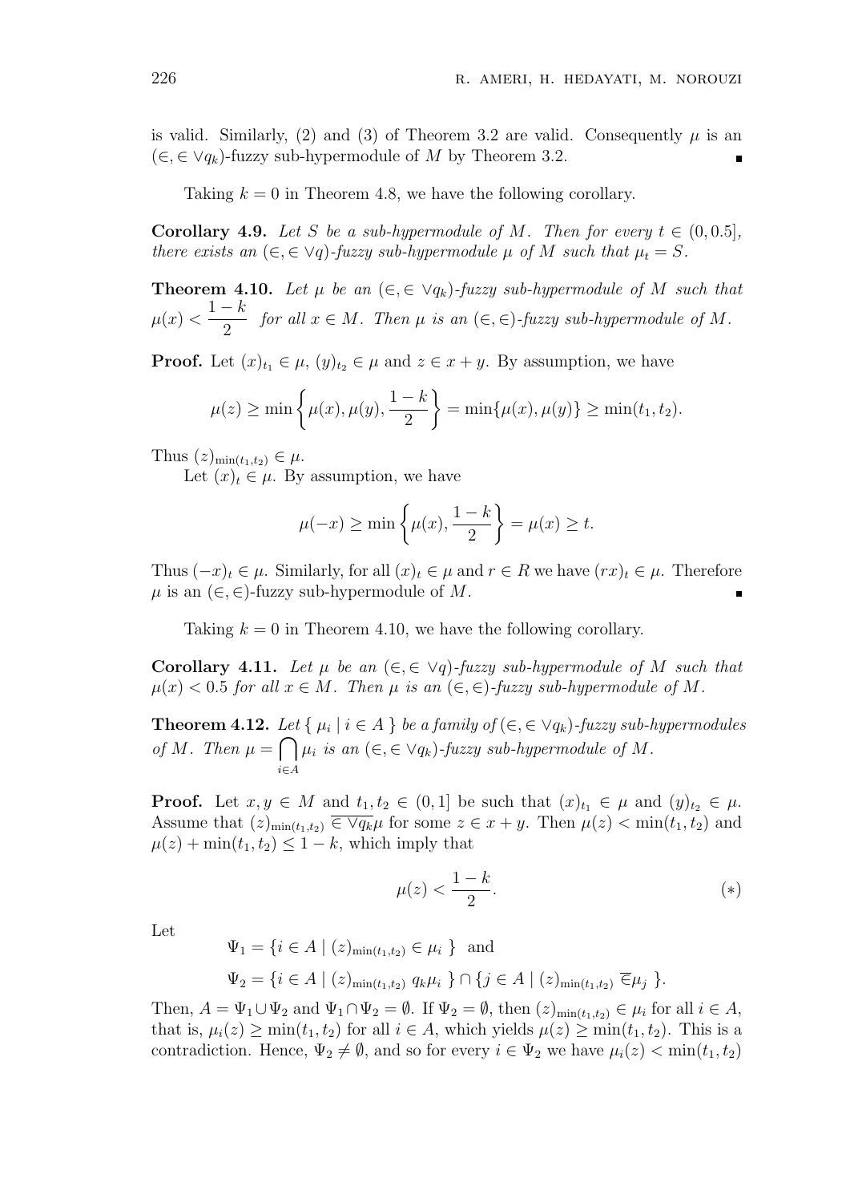is valid. Similarly, (2) and (3) of Theorem 3.2 are valid. Consequently $\mu$ is an $(\in, \in \vee q_k)$-fuzzy sub-hypermodule of $M$ by Theorem 3.2. ∎

Taking $k = 0$ in Theorem 4.8, we have the following corollary.

**Corollary 4.9.** *Let $S$ be a sub-hypermodule of $M$. Then for every $t \in (0, 0.5]$, there exists an $(\in, \in \vee q)$-fuzzy sub-hypermodule $\mu$ of $M$ such that $\mu_t = S$.*

**Theorem 4.10.** *Let $\mu$ be an $(\in, \in \vee q_k)$-fuzzy sub-hypermodule of $M$ such that $\mu(x) < \dfrac{1-k}{2}$ for all $x \in M$. Then $\mu$ is an $(\in, \in)$-fuzzy sub-hypermodule of $M$.*

**Proof.** Let $(x)_{t_1} \in \mu$, $(y)_{t_2} \in \mu$ and $z \in x + y$. By assumption, we have

$$\mu(z) \geq \min\left\{\mu(x), \mu(y), \frac{1-k}{2}\right\} = \min\{\mu(x), \mu(y)\} \geq \min(t_1, t_2).$$

Thus $(z)_{\min(t_1,t_2)} \in \mu$.

Let $(x)_t \in \mu$. By assumption, we have

$$\mu(-x) \geq \min\left\{\mu(x), \frac{1-k}{2}\right\} = \mu(x) \geq t.$$

Thus $(-x)_t \in \mu$. Similarly, for all $(x)_t \in \mu$ and $r \in R$ we have $(rx)_t \in \mu$. Therefore $\mu$ is an $(\in, \in)$-fuzzy sub-hypermodule of $M$. ∎

Taking $k = 0$ in Theorem 4.10, we have the following corollary.

**Corollary 4.11.** *Let $\mu$ be an $(\in, \in \vee q)$-fuzzy sub-hypermodule of $M$ such that $\mu(x) < 0.5$ for all $x \in M$. Then $\mu$ is an $(\in, \in)$-fuzzy sub-hypermodule of $M$.*

**Theorem 4.12.** *Let $\{ \mu_i \mid i \in A \}$ be a family of $(\in, \in \vee q_k)$-fuzzy sub-hypermodules of $M$. Then $\mu = \bigcap_{i \in A} \mu_i$ is an $(\in, \in \vee q_k)$-fuzzy sub-hypermodule of $M$.*

**Proof.** Let $x, y \in M$ and $t_1, t_2 \in (0, 1]$ be such that $(x)_{t_1} \in \mu$ and $(y)_{t_2} \in \mu$. Assume that $(z)_{\min(t_1,t_2)} \overline{\in \vee q_k} \mu$ for some $z \in x + y$. Then $\mu(z) < \min(t_1, t_2)$ and $\mu(z) + \min(t_1, t_2) \leq 1 - k$, which imply that

$$\mu(z) < \frac{1-k}{2}. \tag{$*$}$$

Let

$$\Psi_1 = \{i \in A \mid (z)_{\min(t_1,t_2)} \in \mu_i \} \text{ and}$$

$$\Psi_2 = \{i \in A \mid (z)_{\min(t_1,t_2)}\ q_k \mu_i \} \cap \{j \in A \mid (z)_{\min(t_1,t_2)} \overline{\in} \mu_j \}.$$

Then, $A = \Psi_1 \cup \Psi_2$ and $\Psi_1 \cap \Psi_2 = \emptyset$. If $\Psi_2 = \emptyset$, then $(z)_{\min(t_1,t_2)} \in \mu_i$ for all $i \in A$, that is, $\mu_i(z) \geq \min(t_1, t_2)$ for all $i \in A$, which yields $\mu(z) \geq \min(t_1, t_2)$. This is a contradiction. Hence, $\Psi_2 \neq \emptyset$, and so for every $i \in \Psi_2$ we have $\mu_i(z) < \min(t_1, t_2)$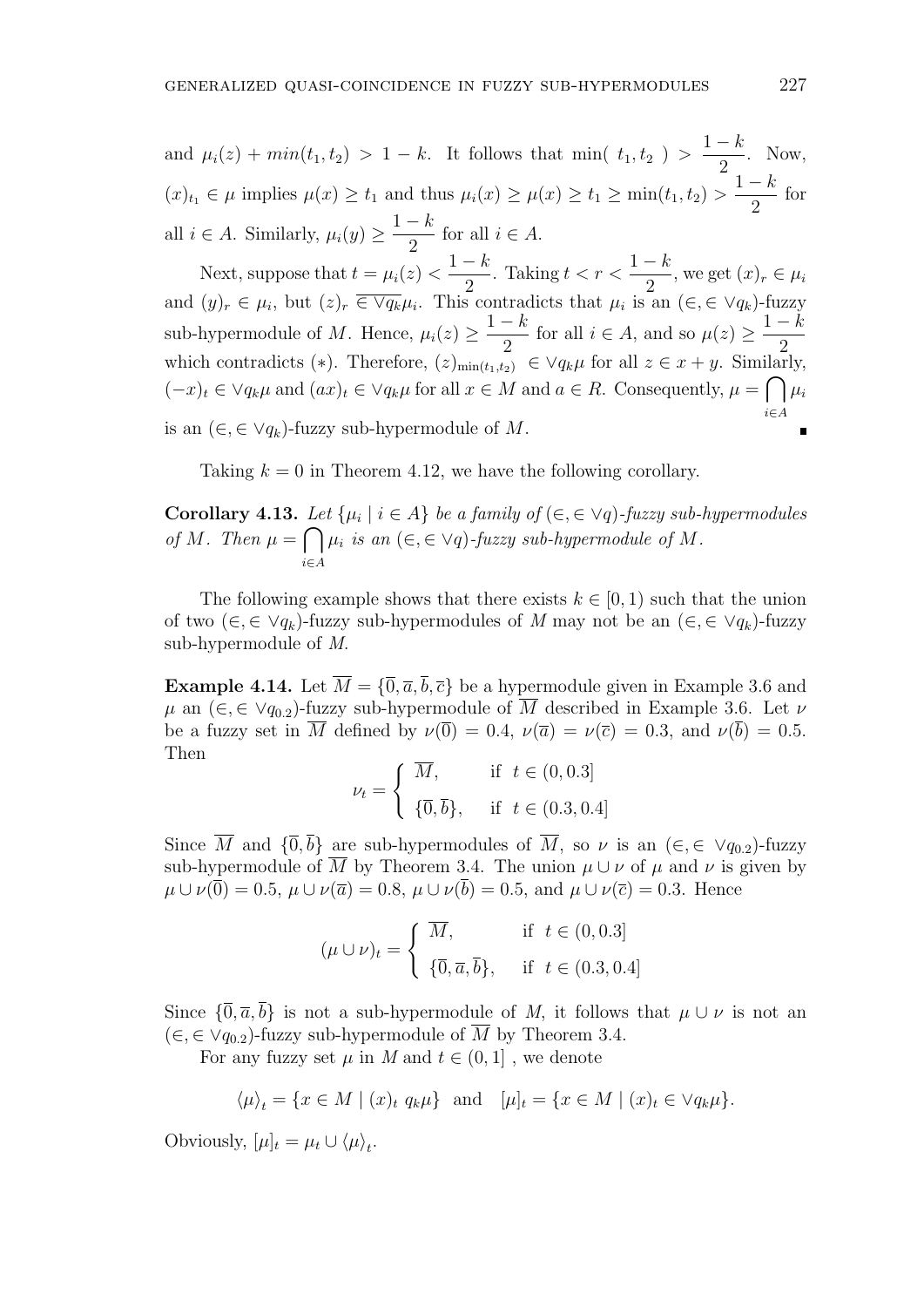and $\mu_i(z) + min(t_1, t_2) > 1 - k$. It follows that $\min(\ t_1, t_2\ ) > \dfrac{1-k}{2}$. Now, $(x)_{t_1} \in \mu$ implies $\mu(x) \geq t_1$ and thus $\mu_i(x) \geq \mu(x) \geq t_1 \geq \min(t_1, t_2) > \dfrac{1-k}{2}$ for all $i \in A$. Similarly, $\mu_i(y) \geq \dfrac{1-k}{2}$ for all $i \in A$.

Next, suppose that $t = \mu_i(z) < \dfrac{1-k}{2}$. Taking $t < r < \dfrac{1-k}{2}$, we get $(x)_r \in \mu_i$ and $(y)_r \in \mu_i$, but $(z)_r \overline{\in \vee q_k} \mu_i$. This contradicts that $\mu_i$ is an $(\in, \in \vee q_k)$-fuzzy sub-hypermodule of $M$. Hence, $\mu_i(z) \geq \dfrac{1-k}{2}$ for all $i \in A$, and so $\mu(z) \geq \dfrac{1-k}{2}$ which contradicts (*). Therefore, $(z)_{\min(t_1,t_2)} \in \vee q_k \mu$ for all $z \in x + y$. Similarly, $(-x)_t \in \vee q_k \mu$ and $(ax)_t \in \vee q_k \mu$ for all $x \in M$ and $a \in R$. Consequently, $\mu = \bigcap_{i \in A} \mu_i$ is an $(\in, \in \vee q_k)$-fuzzy sub-hypermodule of $M$. ∎

Taking $k = 0$ in Theorem 4.12, we have the following corollary.

**Corollary 4.13.** *Let $\{\mu_i \mid i \in A\}$ be a family of $(\in, \in \vee q)$-fuzzy sub-hypermodules of $M$. Then $\mu = \bigcap_{i \in A} \mu_i$ is an $(\in, \in \vee q)$-fuzzy sub-hypermodule of $M$.*

The following example shows that there exists $k \in [0, 1)$ such that the union of two $(\in, \in \vee q_k)$-fuzzy sub-hypermodules of $M$ may not be an $(\in, \in \vee q_k)$-fuzzy sub-hypermodule of $M$.

**Example 4.14.** Let $\overline{M} = \{\overline{0}, \overline{a}, \overline{b}, \overline{c}\}$ be a hypermodule given in Example 3.6 and $\mu$ an $(\in, \in \vee q_{0.2})$-fuzzy sub-hypermodule of $\overline{M}$ described in Example 3.6. Let $\nu$ be a fuzzy set in $\overline{M}$ defined by $\nu(\overline{0}) = 0.4$, $\nu(\overline{a}) = \nu(\overline{c}) = 0.3$, and $\nu(\overline{b}) = 0.5$. Then

$$\nu_t = \begin{cases} \overline{M}, & \text{if } t \in (0, 0.3] \\ \{\overline{0}, \overline{b}\}, & \text{if } t \in (0.3, 0.4] \end{cases}$$

Since $\overline{M}$ and $\{\overline{0}, \overline{b}\}$ are sub-hypermodules of $\overline{M}$, so $\nu$ is an $(\in, \in \vee q_{0.2})$-fuzzy sub-hypermodule of $\overline{M}$ by Theorem 3.4. The union $\mu \cup \nu$ of $\mu$ and $\nu$ is given by $\mu \cup \nu(\overline{0}) = 0.5$, $\mu \cup \nu(\overline{a}) = 0.8$, $\mu \cup \nu(\overline{b}) = 0.5$, and $\mu \cup \nu(\overline{c}) = 0.3$. Hence

$$(\mu \cup \nu)_t = \begin{cases} \overline{M}, & \text{if } t \in (0, 0.3] \\ \{\overline{0}, \overline{a}, \overline{b}\}, & \text{if } t \in (0.3, 0.4] \end{cases}$$

Since $\{\overline{0}, \overline{a}, \overline{b}\}$ is not a sub-hypermodule of $M$, it follows that $\mu \cup \nu$ is not an $(\in, \in \vee q_{0.2})$-fuzzy sub-hypermodule of $\overline{M}$ by Theorem 3.4.

For any fuzzy set $\mu$ in $M$ and $t \in (0, 1]$, we denote

$$\langle \mu \rangle_t = \{x \in M \mid (x)_t \ q_k \mu\} \quad \text{and} \quad [\mu]_t = \{x \in M \mid (x)_t \in \vee q_k \mu\}.$$

Obviously, $[\mu]_t = \mu_t \cup \langle \mu \rangle_t$.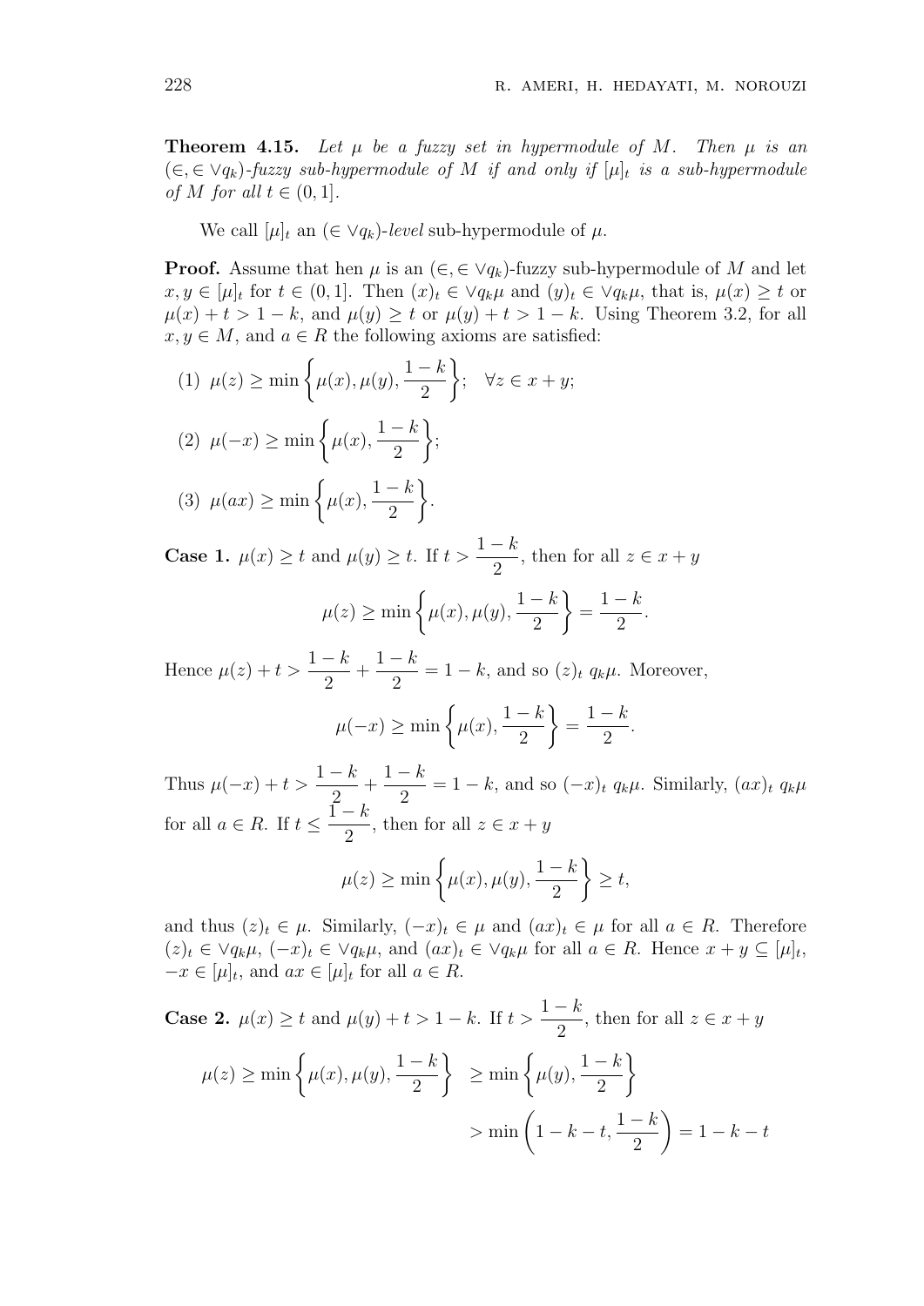**Theorem 4.15.** *Let $\mu$ be a fuzzy set in hypermodule of $M$. Then $\mu$ is an $(\in, \in \vee q_k)$-fuzzy sub-hypermodule of $M$ if and only if $[\mu]_t$ is a sub-hypermodule of $M$ for all $t \in (0, 1]$.*

We call $[\mu]_t$ an $(\in \vee q_k)$-*level* sub-hypermodule of $\mu$.

**Proof.** Assume that hen $\mu$ is an $(\in, \in \vee q_k)$-fuzzy sub-hypermodule of $M$ and let $x, y \in [\mu]_t$ for $t \in (0, 1]$. Then $(x)_t \in \vee q_k \mu$ and $(y)_t \in \vee q_k \mu$, that is, $\mu(x) \geq t$ or $\mu(x) + t > 1 - k$, and $\mu(y) \geq t$ or $\mu(y) + t > 1 - k$. Using Theorem 3.2, for all $x, y \in M$, and $a \in R$ the following axioms are satisfied:

(1) $\mu(z) \geq \min\left\{\mu(x), \mu(y), \dfrac{1-k}{2}\right\}; \quad \forall z \in x + y;$

(2) $\mu(-x) \geq \min\left\{\mu(x), \dfrac{1-k}{2}\right\};$

(3) $\mu(ax) \geq \min\left\{\mu(x), \dfrac{1-k}{2}\right\}.$

**Case 1.** $\mu(x) \geq t$ and $\mu(y) \geq t$. If $t > \dfrac{1-k}{2}$, then for all $z \in x + y$

$$\mu(z) \geq \min\left\{\mu(x), \mu(y), \frac{1-k}{2}\right\} = \frac{1-k}{2}.$$

Hence $\mu(z) + t > \dfrac{1-k}{2} + \dfrac{1-k}{2} = 1 - k$, and so $(z)_t \; q_k \mu$. Moreover,

$$\mu(-x) \geq \min\left\{\mu(x), \frac{1-k}{2}\right\} = \frac{1-k}{2}.$$

Thus $\mu(-x) + t > \dfrac{1-k}{2} + \dfrac{1-k}{2} = 1 - k$, and so $(-x)_t \; q_k \mu$. Similarly, $(ax)_t \; q_k \mu$ for all $a \in R$. If $t \leq \dfrac{1-k}{2}$, then for all $z \in x + y$

$$\mu(z) \geq \min\left\{\mu(x), \mu(y), \frac{1-k}{2}\right\} \geq t,$$

and thus $(z)_t \in \mu$. Similarly, $(-x)_t \in \mu$ and $(ax)_t \in \mu$ for all $a \in R$. Therefore $(z)_t \in \vee q_k \mu$, $(-x)_t \in \vee q_k \mu$, and $(ax)_t \in \vee q_k \mu$ for all $a \in R$. Hence $x + y \subseteq [\mu]_t$, $-x \in [\mu]_t$, and $ax \in [\mu]_t$ for all $a \in R$.

**Case 2.** $\mu(x) \geq t$ and $\mu(y) + t > 1 - k$. If $t > \dfrac{1-k}{2}$, then for all $z \in x + y$

$$\begin{aligned}
\mu(z) \geq \min\left\{\mu(x), \mu(y), \frac{1-k}{2}\right\} &\geq \min\left\{\mu(y), \frac{1-k}{2}\right\} \\
&> \min\left(1 - k - t, \frac{1-k}{2}\right) = 1 - k - t
\end{aligned}$$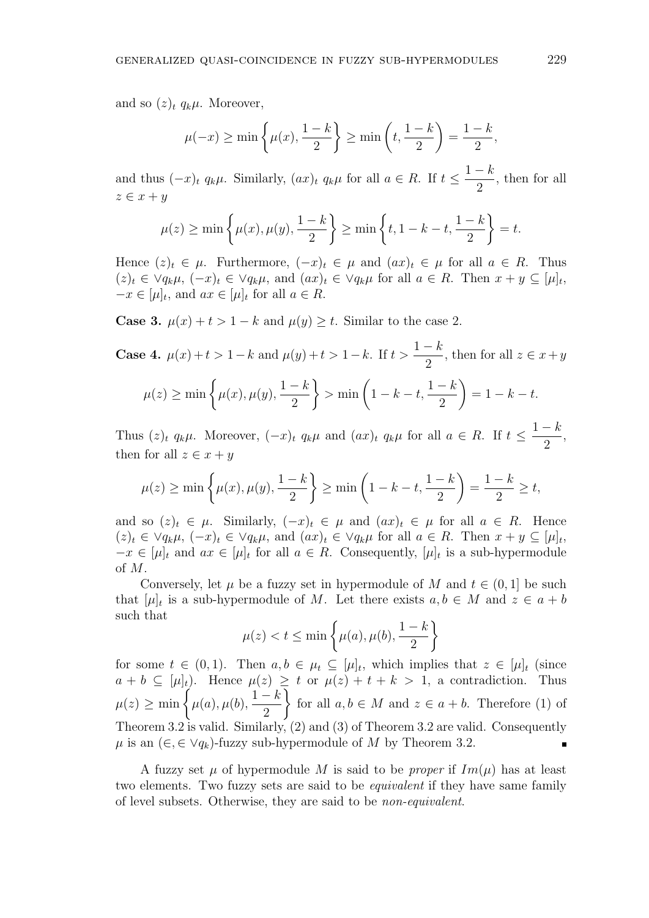and so $(z)_t \; q_k\mu$. Moreover,

$$\mu(-x) \geq \min\left\{\mu(x), \frac{1-k}{2}\right\} \geq \min\left(t, \frac{1-k}{2}\right) = \frac{1-k}{2},$$

and thus $(-x)_t \; q_k\mu$. Similarly, $(ax)_t \; q_k\mu$ for all $a \in R$. If $t \leq \dfrac{1-k}{2}$, then for all $z \in x + y$

$$\mu(z) \geq \min\left\{\mu(x), \mu(y), \frac{1-k}{2}\right\} \geq \min\left\{t, 1-k-t, \frac{1-k}{2}\right\} = t.$$

Hence $(z)_t \in \mu$. Furthermore, $(-x)_t \in \mu$ and $(ax)_t \in \mu$ for all $a \in R$. Thus $(z)_t \in \vee q_k\mu$, $(-x)_t \in \vee q_k\mu$, and $(ax)_t \in \vee q_k\mu$ for all $a \in R$. Then $x + y \subseteq [\mu]_t$, $-x \in [\mu]_t$, and $ax \in [\mu]_t$ for all $a \in R$.

**Case 3.** $\mu(x) + t > 1 - k$ and $\mu(y) \geq t$. Similar to the case 2.

**Case 4.** $\mu(x) + t > 1 - k$ and $\mu(y) + t > 1 - k$. If $t > \dfrac{1-k}{2}$, then for all $z \in x + y$

$$\mu(z) \geq \min\left\{\mu(x), \mu(y), \frac{1-k}{2}\right\} > \min\left(1-k-t, \frac{1-k}{2}\right) = 1-k-t.$$

Thus $(z)_t \; q_k\mu$. Moreover, $(-x)_t \; q_k\mu$ and $(ax)_t \; q_k\mu$ for all $a \in R$. If $t \leq \dfrac{1-k}{2}$, then for all $z \in x + y$

$$\mu(z) \geq \min\left\{\mu(x), \mu(y), \frac{1-k}{2}\right\} \geq \min\left(1-k-t, \frac{1-k}{2}\right) = \frac{1-k}{2} \geq t,$$

and so $(z)_t \in \mu$. Similarly, $(-x)_t \in \mu$ and $(ax)_t \in \mu$ for all $a \in R$. Hence $(z)_t \in \vee q_k\mu$, $(-x)_t \in \vee q_k\mu$, and $(ax)_t \in \vee q_k\mu$ for all $a \in R$. Then $x + y \subseteq [\mu]_t$, $-x \in [\mu]_t$ and $ax \in [\mu]_t$ for all $a \in R$. Consequently, $[\mu]_t$ is a sub-hypermodule of $M$.

Conversely, let $\mu$ be a fuzzy set in hypermodule of $M$ and $t \in (0, 1]$ be such that $[\mu]_t$ is a sub-hypermodule of $M$. Let there exists $a, b \in M$ and $z \in a + b$ such that

$$\mu(z) < t \leq \min\left\{\mu(a), \mu(b), \frac{1-k}{2}\right\}$$

for some $t \in (0, 1)$. Then $a, b \in \mu_t \subseteq [\mu]_t$, which implies that $z \in [\mu]_t$ (since $a + b \subseteq [\mu]_t$). Hence $\mu(z) \geq t$ or $\mu(z) + t + k > 1$, a contradiction. Thus $\mu(z) \geq \min\left\{\mu(a), \mu(b), \dfrac{1-k}{2}\right\}$ for all $a, b \in M$ and $z \in a + b$. Therefore (1) of Theorem 3.2 is valid. Similarly, (2) and (3) of Theorem 3.2 are valid. Consequently $\mu$ is an $(\in, \in \vee q_k)$-fuzzy sub-hypermodule of $M$ by Theorem 3.2. ∎

A fuzzy set $\mu$ of hypermodule $M$ is said to be *proper* if $Im(\mu)$ has at least two elements. Two fuzzy sets are said to be *equivalent* if they have same family of level subsets. Otherwise, they are said to be *non-equivalent*.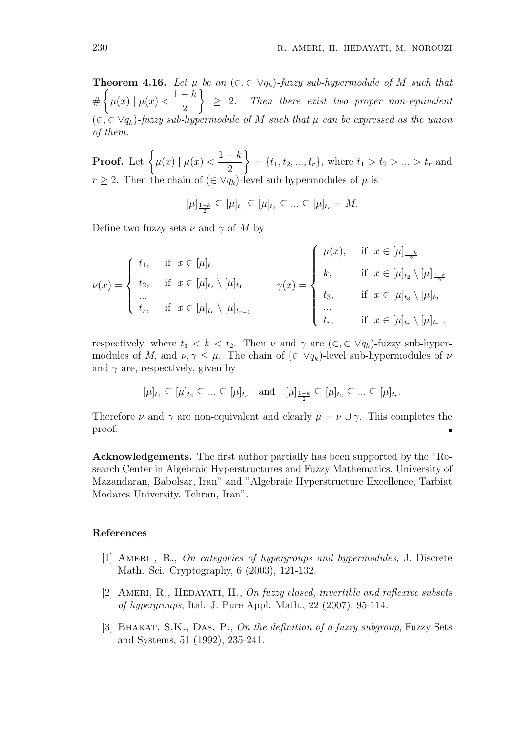**Theorem 4.16.** *Let $\mu$ be an $(\in, \in \vee q_k)$-fuzzy sub-hypermodule of $M$ such that $\#\left\{\mu(x) \mid \mu(x) < \dfrac{1-k}{2}\right\} \geq 2$. Then there exist two proper non-equivalent $(\in, \in \vee q_k)$-fuzzy sub-hypermodule of $M$ such that $\mu$ can be expressed as the union of them.*

**Proof.** Let $\left\{\mu(x) \mid \mu(x) < \dfrac{1-k}{2}\right\} = \{t_1, t_2, ..., t_r\}$, where $t_1 > t_2 > ... > t_r$ and $r \geq 2$. Then the chain of $(\in \vee q_k)$-level sub-hypermodules of $\mu$ is

$$[\mu]_{\frac{1-k}{2}} \subseteq [\mu]_{t_1} \subseteq [\mu]_{t_2} \subseteq ... \subseteq [\mu]_{t_r} = M.$$

Define two fuzzy sets $\nu$ and $\gamma$ of $M$ by

$$\nu(x) = \begin{cases} t_1, & \text{if } x \in [\mu]_{t_1} \\ t_2, & \text{if } x \in [\mu]_{t_2} \setminus [\mu]_{t_1} \\ ... & \\ t_r, & \text{if } x \in [\mu]_{t_r} \setminus [\mu]_{t_{r-1}} \end{cases} \qquad \gamma(x) = \begin{cases} \mu(x), & \text{if } x \in [\mu]_{\frac{1-k}{2}} \\ k, & \text{if } x \in [\mu]_{t_2} \setminus [\mu]_{\frac{1-k}{2}} \\ t_3, & \text{if } x \in [\mu]_{t_3} \setminus [\mu]_{t_2} \\ ... & \\ t_r, & \text{if } x \in [\mu]_{t_r} \setminus [\mu]_{t_{r-1}} \end{cases}$$

respectively, where $t_3 < k < t_2$. Then $\nu$ and $\gamma$ are $(\in, \in \vee q_k)$-fuzzy sub-hypermodules of $M$, and $\nu, \gamma \leq \mu$. The chain of $(\in \vee q_k)$-level sub-hypermodules of $\nu$ and $\gamma$ are, respectively, given by

$$[\mu]_{t_1} \subseteq [\mu]_{t_2} \subseteq ... \subseteq [\mu]_{t_r} \quad \text{and} \quad [\mu]_{\frac{1-k}{2}} \subseteq [\mu]_{t_2} \subseteq ... \subseteq [\mu]_{t_r}.$$

Therefore $\nu$ and $\gamma$ are non-equivalent and clearly $\mu = \nu \cup \gamma$. This completes the proof. ■

**Acknowledgements.** The first author partially has been supported by the "Research Center in Algebraic Hyperstructures and Fuzzy Mathematics, University of Mazandaran, Babolsar, Iran" and "Algebraic Hyperstructure Excellence, Tarbiat Modares University, Tehran, Iran".

## References

[1] Ameri , R., *On categories of hypergroups and hypermodules*, J. Discrete Math. Sci. Cryptography, 6 (2003), 121-132.

[2] Ameri, R., Hedayati, H., *On fuzzy closed, invertible and reflexive subsets of hypergroups*, Ital. J. Pure Appl. Math., 22 (2007), 95-114.

[3] Bhakat, S.K., Das, P., *On the definition of a fuzzy subgroup*, Fuzzy Sets and Systems, 51 (1992), 235-241.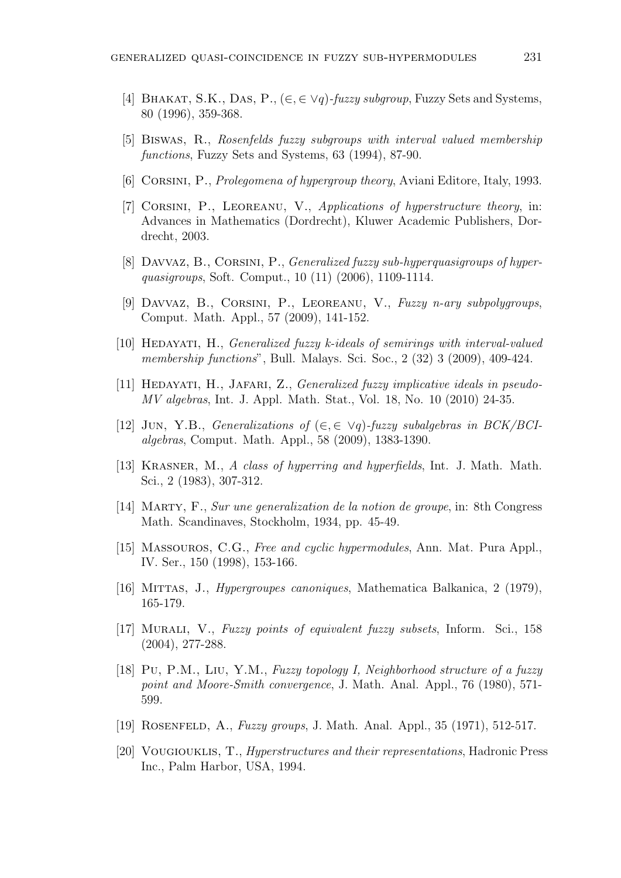[4] Bhakat, S.K., Das, P., $(\in, \in \vee q)$*-fuzzy subgroup*, Fuzzy Sets and Systems, 80 (1996), 359-368.

[5] Biswas, R., *Rosenfelds fuzzy subgroups with interval valued membership functions*, Fuzzy Sets and Systems, 63 (1994), 87-90.

[6] Corsini, P., *Prolegomena of hypergroup theory*, Aviani Editore, Italy, 1993.

[7] Corsini, P., Leoreanu, V., *Applications of hyperstructure theory*, in: Advances in Mathematics (Dordrecht), Kluwer Academic Publishers, Dordrecht, 2003.

[8] Davvaz, B., Corsini, P., *Generalized fuzzy sub-hyperquasigroups of hyperquasigroups*, Soft. Comput., 10 (11) (2006), 1109-1114.

[9] Davvaz, B., Corsini, P., Leoreanu, V., *Fuzzy n-ary subpolygroups*, Comput. Math. Appl., 57 (2009), 141-152.

[10] Hedayati, H., *Generalized fuzzy k-ideals of semirings with interval-valued membership functions*", Bull. Malays. Sci. Soc., 2 (32) 3 (2009), 409-424.

[11] Hedayati, H., Jafari, Z., *Generalized fuzzy implicative ideals in pseudo-MV algebras*, Int. J. Appl. Math. Stat., Vol. 18, No. 10 (2010) 24-35.

[12] Jun, Y.B., *Generalizations of* $(\in, \in \vee q)$*-fuzzy subalgebras in BCK/BCI-algebras*, Comput. Math. Appl., 58 (2009), 1383-1390.

[13] Krasner, M., *A class of hyperring and hyperfields*, Int. J. Math. Math. Sci., 2 (1983), 307-312.

[14] Marty, F., *Sur une generalization de la notion de groupe*, in: 8th Congress Math. Scandinaves, Stockholm, 1934, pp. 45-49.

[15] Massouros, C.G., *Free and cyclic hypermodules*, Ann. Mat. Pura Appl., IV. Ser., 150 (1998), 153-166.

[16] Mittas, J., *Hypergroupes canoniques*, Mathematica Balkanica, 2 (1979), 165-179.

[17] Murali, V., *Fuzzy points of equivalent fuzzy subsets*, Inform. Sci., 158 (2004), 277-288.

[18] Pu, P.M., Liu, Y.M., *Fuzzy topology I, Neighborhood structure of a fuzzy point and Moore-Smith convergence*, J. Math. Anal. Appl., 76 (1980), 571-599.

[19] Rosenfeld, A., *Fuzzy groups*, J. Math. Anal. Appl., 35 (1971), 512-517.

[20] Vougiouklis, T., *Hyperstructures and their representations*, Hadronic Press Inc., Palm Harbor, USA, 1994.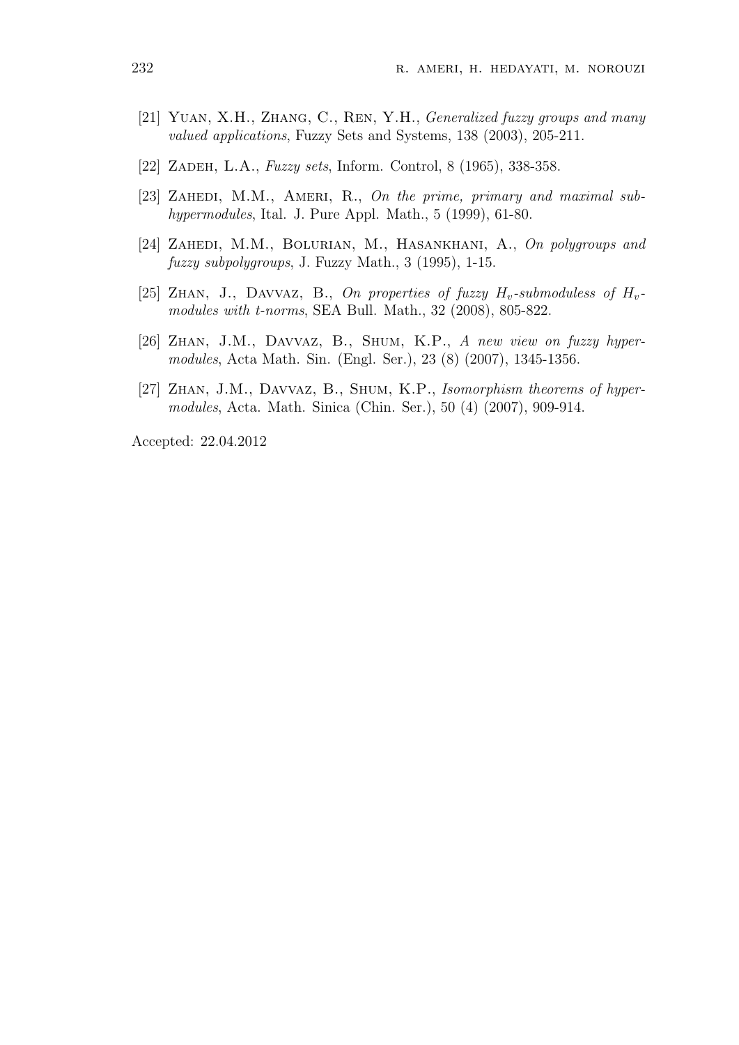[21] Yuan, X.H., Zhang, C., Ren, Y.H., *Generalized fuzzy groups and many valued applications*, Fuzzy Sets and Systems, 138 (2003), 205-211.

[22] Zadeh, L.A., *Fuzzy sets*, Inform. Control, 8 (1965), 338-358.

[23] Zahedi, M.M., Ameri, R., *On the prime, primary and maximal subhypermodules*, Ital. J. Pure Appl. Math., 5 (1999), 61-80.

[24] Zahedi, M.M., Bolurian, M., Hasankhani, A., *On polygroups and fuzzy subpolygroups*, J. Fuzzy Math., 3 (1995), 1-15.

[25] Zhan, J., Davvaz, B., *On properties of fuzzy $H_v$-submoduless of $H_v$-modules with t-norms*, SEA Bull. Math., 32 (2008), 805-822.

[26] Zhan, J.M., Davvaz, B., Shum, K.P., *A new view on fuzzy hypermodules*, Acta Math. Sin. (Engl. Ser.), 23 (8) (2007), 1345-1356.

[27] Zhan, J.M., Davvaz, B., Shum, K.P., *Isomorphism theorems of hypermodules*, Acta. Math. Sinica (Chin. Ser.), 50 (4) (2007), 909-914.

Accepted: 22.04.2012